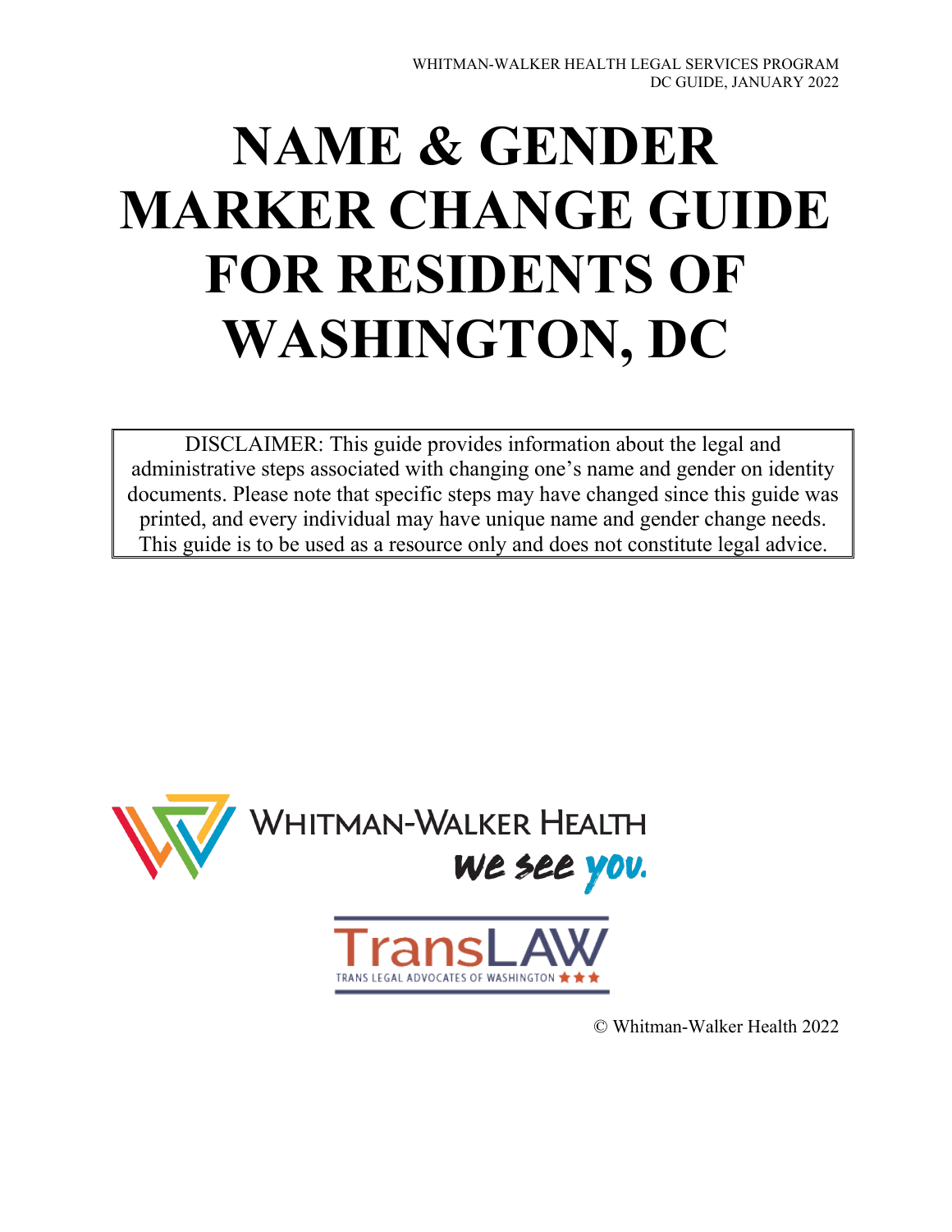WHITMAN-WALKER HEALTH LEGAL SERVICES PROGRAM
DC GUIDE, JANUARY 2022

# NAME & GENDER MARKER CHANGE GUIDE FOR RESIDENTS OF WASHINGTON, DC

DISCLAIMER: This guide provides information about the legal and administrative steps associated with changing one's name and gender on identity documents. Please note that specific steps may have changed since this guide was printed, and every individual may have unique name and gender change needs. This guide is to be used as a resource only and does not constitute legal advice.

WHITMAN-WALKER HEALTH
we see you.

TransLAW
TRANS LEGAL ADVOCATES OF WASHINGTON

© Whitman-Walker Health 2022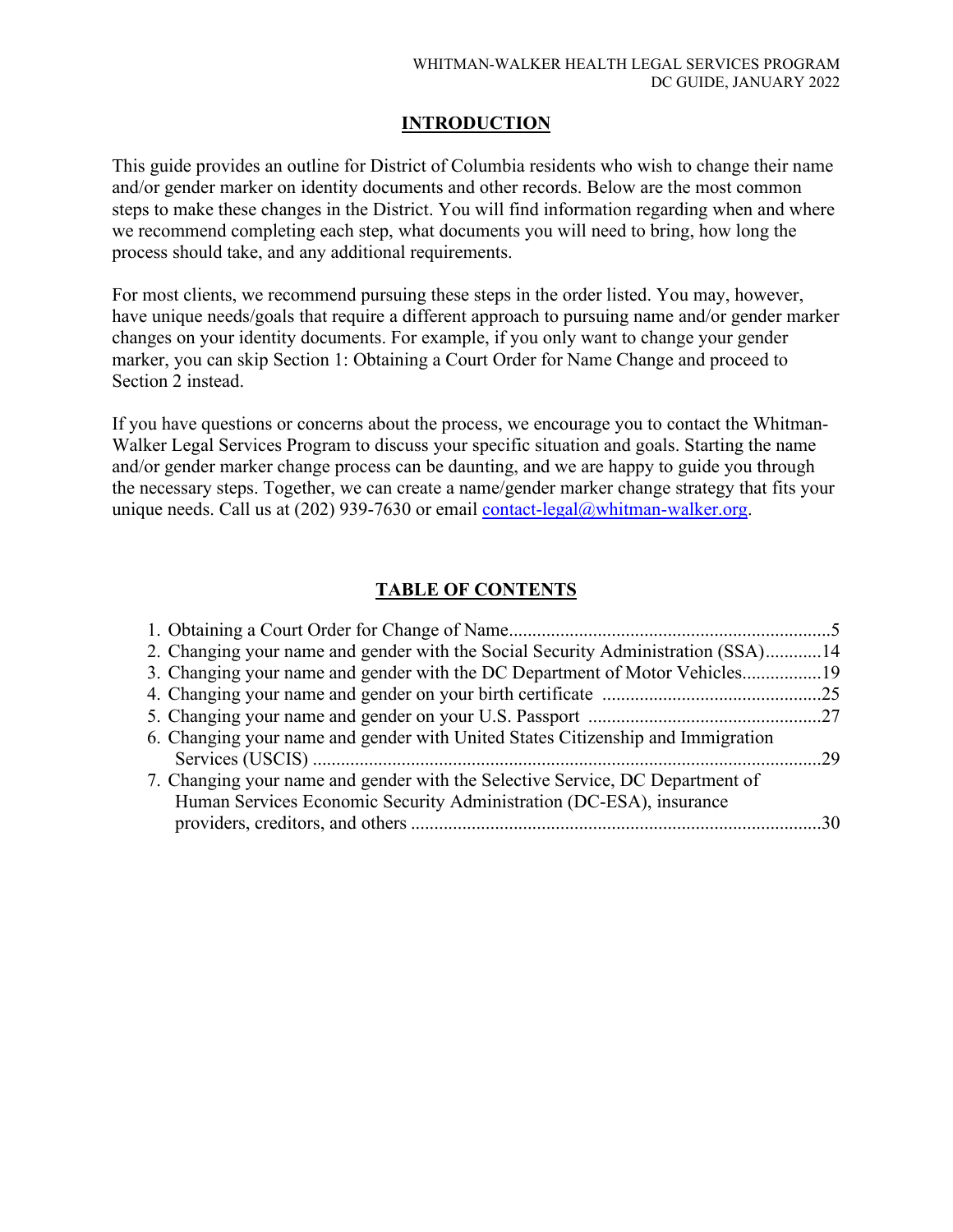## INTRODUCTION

This guide provides an outline for District of Columbia residents who wish to change their name and/or gender marker on identity documents and other records. Below are the most common steps to make these changes in the District. You will find information regarding when and where we recommend completing each step, what documents you will need to bring, how long the process should take, and any additional requirements.

For most clients, we recommend pursuing these steps in the order listed. You may, however, have unique needs/goals that require a different approach to pursuing name and/or gender marker changes on your identity documents. For example, if you only want to change your gender marker, you can skip Section 1: Obtaining a Court Order for Name Change and proceed to Section 2 instead.

If you have questions or concerns about the process, we encourage you to contact the Whitman-Walker Legal Services Program to discuss your specific situation and goals. Starting the name and/or gender marker change process can be daunting, and we are happy to guide you through the necessary steps. Together, we can create a name/gender marker change strategy that fits your unique needs. Call us at (202) 939-7630 or email contact-legal@whitman-walker.org.

## TABLE OF CONTENTS

1. Obtaining a Court Order for Change of Name....................................................................5
2. Changing your name and gender with the Social Security Administration (SSA)............14
3. Changing your name and gender with the DC Department of Motor Vehicles.................19
4. Changing your name and gender on your birth certificate ..............................................25
5. Changing your name and gender on your U.S. Passport .................................................27
6. Changing your name and gender with United States Citizenship and Immigration Services (USCIS) ............................................................................................................29
7. Changing your name and gender with the Selective Service, DC Department of Human Services Economic Security Administration (DC-ESA), insurance providers, creditors, and others .......................................................................................30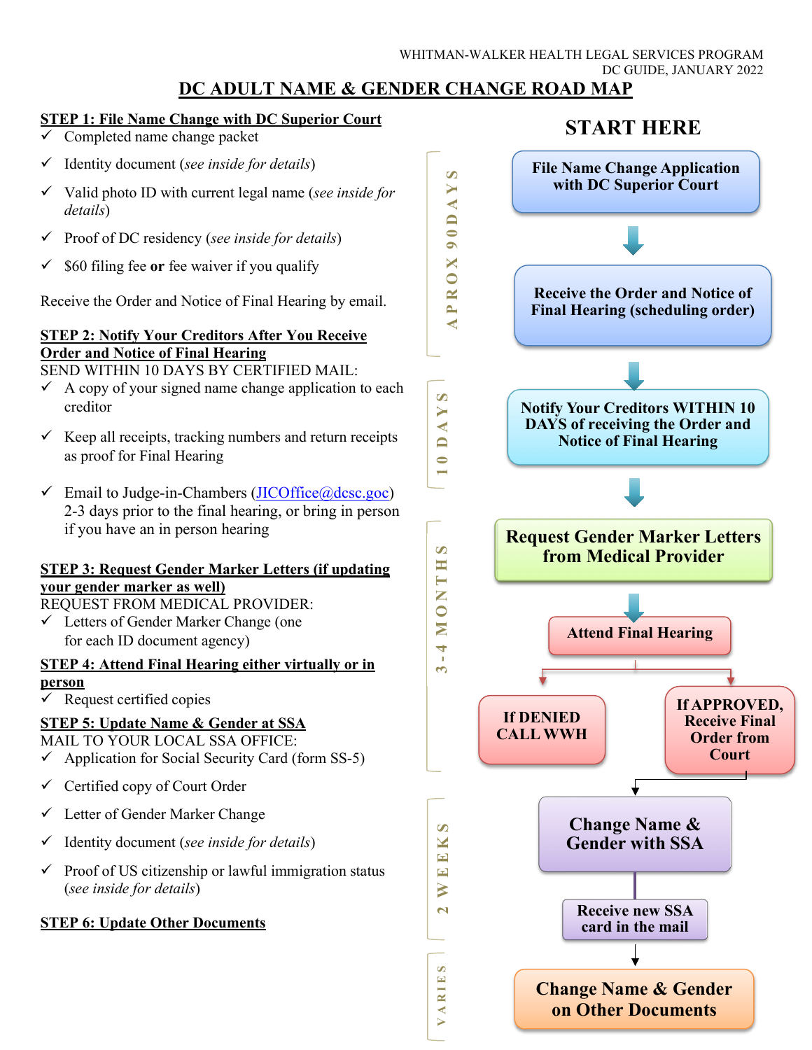WHITMAN-WALKER HEALTH LEGAL SERVICES PROGRAM
DC GUIDE, JANUARY 2022

# DC ADULT NAME & GENDER CHANGE ROAD MAP

## STEP 1: File Name Change with DC Superior Court

- ✓ Completed name change packet
- ✓ Identity document (*see inside for details*)
- ✓ Valid photo ID with current legal name (*see inside for details*)
- ✓ Proof of DC residency (*see inside for details*)
- ✓ $60 filing fee **or** fee waiver if you qualify

Receive the Order and Notice of Final Hearing by email.

## STEP 2: Notify Your Creditors After You Receive Order and Notice of Final Hearing

SEND WITHIN 10 DAYS BY CERTIFIED MAIL:

- ✓ A copy of your signed name change application to each creditor
- ✓ Keep all receipts, tracking numbers and return receipts as proof for Final Hearing
- ✓ Email to Judge-in-Chambers (JICOffice@dcsc.goc) 2-3 days prior to the final hearing, or bring in person if you have an in person hearing

## STEP 3: Request Gender Marker Letters (if updating your gender marker as well)

REQUEST FROM MEDICAL PROVIDER:

- ✓ Letters of Gender Marker Change (one for each ID document agency)

## STEP 4: Attend Final Hearing either virtually or in person

- ✓ Request certified copies

## STEP 5: Update Name & Gender at SSA

MAIL TO YOUR LOCAL SSA OFFICE:

- ✓ Application for Social Security Card (form SS-5)
- ✓ Certified copy of Court Order
- ✓ Letter of Gender Marker Change
- ✓ Identity document (*see inside for details*)
- ✓ Proof of US citizenship or lawful immigration status (*see inside for details*)

## STEP 6: Update Other Documents

---

## START HERE

**APROX 90 DAYS**

1. **File Name Change Application with DC Superior Court**
2. **Receive the Order and Notice of Final Hearing (scheduling order)**

**10 DAYS**

3. **Notify Your Creditors WITHIN 10 DAYS of receiving the Order and Notice of Final Hearing**

**3-4 MONTHS**

4. **Request Gender Marker Letters from Medical Provider**
5. **Attend Final Hearing**
   - **If DENIED CALL WWH**
   - **If APPROVED, Receive Final Order from Court**

**2 WEEKS**

6. **Change Name & Gender with SSA**
7. **Receive new SSA card in the mail**

**VARIES**

8. **Change Name & Gender on Other Documents**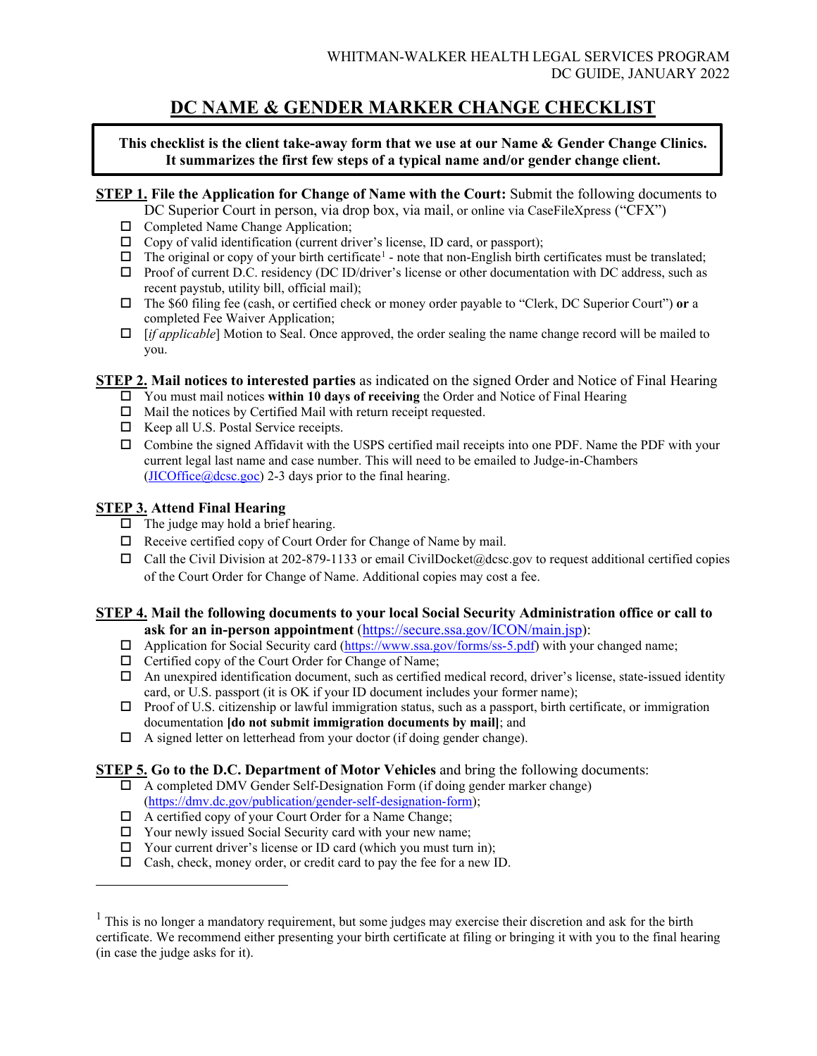WHITMAN-WALKER HEALTH LEGAL SERVICES PROGRAM
DC GUIDE, JANUARY 2022

# DC NAME & GENDER MARKER CHANGE CHECKLIST

**This checklist is the client take-away form that we use at our Name & Gender Change Clinics. It summarizes the first few steps of a typical name and/or gender change client.**

**STEP 1. File the Application for Change of Name with the Court:** Submit the following documents to DC Superior Court in person, via drop box, via mail, or online via CaseFileXpress ("CFX")

- ☐ Completed Name Change Application;
- ☐ Copy of valid identification (current driver's license, ID card, or passport);
- ☐ The original or copy of your birth certificate[1] - note that non-English birth certificates must be translated;
- ☐ Proof of current D.C. residency (DC ID/driver's license or other documentation with DC address, such as recent paystub, utility bill, official mail);
- ☐ The $60 filing fee (cash, or certified check or money order payable to "Clerk, DC Superior Court") **or** a completed Fee Waiver Application;
- ☐ [*if applicable*] Motion to Seal. Once approved, the order sealing the name change record will be mailed to you.

**STEP 2. Mail notices to interested parties** as indicated on the signed Order and Notice of Final Hearing

- ☐ You must mail notices **within 10 days of receiving** the Order and Notice of Final Hearing
- ☐ Mail the notices by Certified Mail with return receipt requested.
- ☐ Keep all U.S. Postal Service receipts.
- ☐ Combine the signed Affidavit with the USPS certified mail receipts into one PDF. Name the PDF with your current legal last name and case number. This will need to be emailed to Judge-in-Chambers (JICOffice@dcsc.goc) 2-3 days prior to the final hearing.

**STEP 3. Attend Final Hearing**

- ☐ The judge may hold a brief hearing.
- ☐ Receive certified copy of Court Order for Change of Name by mail.
- ☐ Call the Civil Division at 202-879-1133 or email CivilDocket@dcsc.gov to request additional certified copies of the Court Order for Change of Name. Additional copies may cost a fee.

**STEP 4. Mail the following documents to your local Social Security Administration office or call to ask for an in-person appointment** (https://secure.ssa.gov/ICON/main.jsp):

- ☐ Application for Social Security card (https://www.ssa.gov/forms/ss-5.pdf) with your changed name;
- ☐ Certified copy of the Court Order for Change of Name;
- ☐ An unexpired identification document, such as certified medical record, driver's license, state-issued identity card, or U.S. passport (it is OK if your ID document includes your former name);
- ☐ Proof of U.S. citizenship or lawful immigration status, such as a passport, birth certificate, or immigration documentation **[do not submit immigration documents by mail]**; and
- ☐ A signed letter on letterhead from your doctor (if doing gender change).

**STEP 5. Go to the D.C. Department of Motor Vehicles** and bring the following documents:

- ☐ A completed DMV Gender Self-Designation Form (if doing gender marker change) (https://dmv.dc.gov/publication/gender-self-designation-form);
- ☐ A certified copy of your Court Order for a Name Change;
- ☐ Your newly issued Social Security card with your new name;
- ☐ Your current driver's license or ID card (which you must turn in);
- ☐ Cash, check, money order, or credit card to pay the fee for a new ID.

---

[1] This is no longer a mandatory requirement, but some judges may exercise their discretion and ask for the birth certificate. We recommend either presenting your birth certificate at filing or bringing it with you to the final hearing (in case the judge asks for it).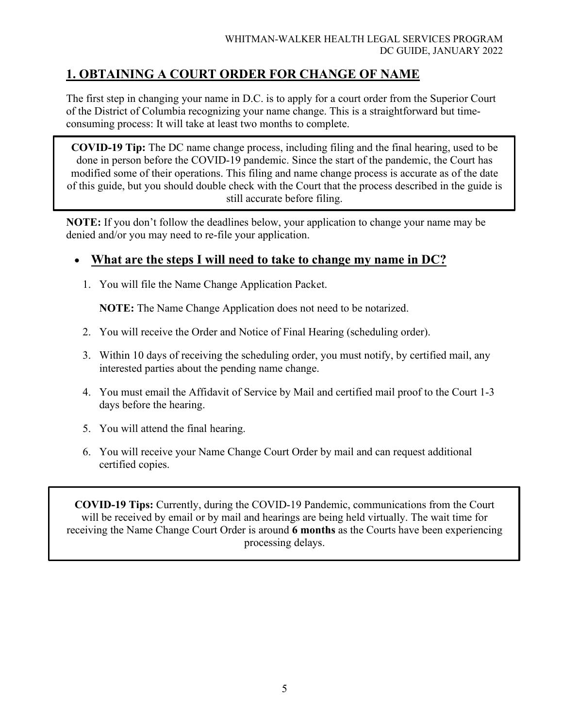## 1. OBTAINING A COURT ORDER FOR CHANGE OF NAME

The first step in changing your name in D.C. is to apply for a court order from the Superior Court of the District of Columbia recognizing your name change. This is a straightforward but time-consuming process: It will take at least two months to complete.

> **COVID-19 Tip:** The DC name change process, including filing and the final hearing, used to be done in person before the COVID-19 pandemic. Since the start of the pandemic, the Court has modified some of their operations. This filing and name change process is accurate as of the date of this guide, but you should double check with the Court that the process described in the guide is still accurate before filing.

**NOTE:** If you don't follow the deadlines below, your application to change your name may be denied and/or you may need to re-file your application.

- **What are the steps I will need to take to change my name in DC?**

1. You will file the Name Change Application Packet.

   **NOTE:** The Name Change Application does not need to be notarized.

2. You will receive the Order and Notice of Final Hearing (scheduling order).
3. Within 10 days of receiving the scheduling order, you must notify, by certified mail, any interested parties about the pending name change.
4. You must email the Affidavit of Service by Mail and certified mail proof to the Court 1-3 days before the hearing.
5. You will attend the final hearing.
6. You will receive your Name Change Court Order by mail and can request additional certified copies.

> **COVID-19 Tips:** Currently, during the COVID-19 Pandemic, communications from the Court will be received by email or by mail and hearings are being held virtually. The wait time for receiving the Name Change Court Order is around **6 months** as the Courts have been experiencing processing delays.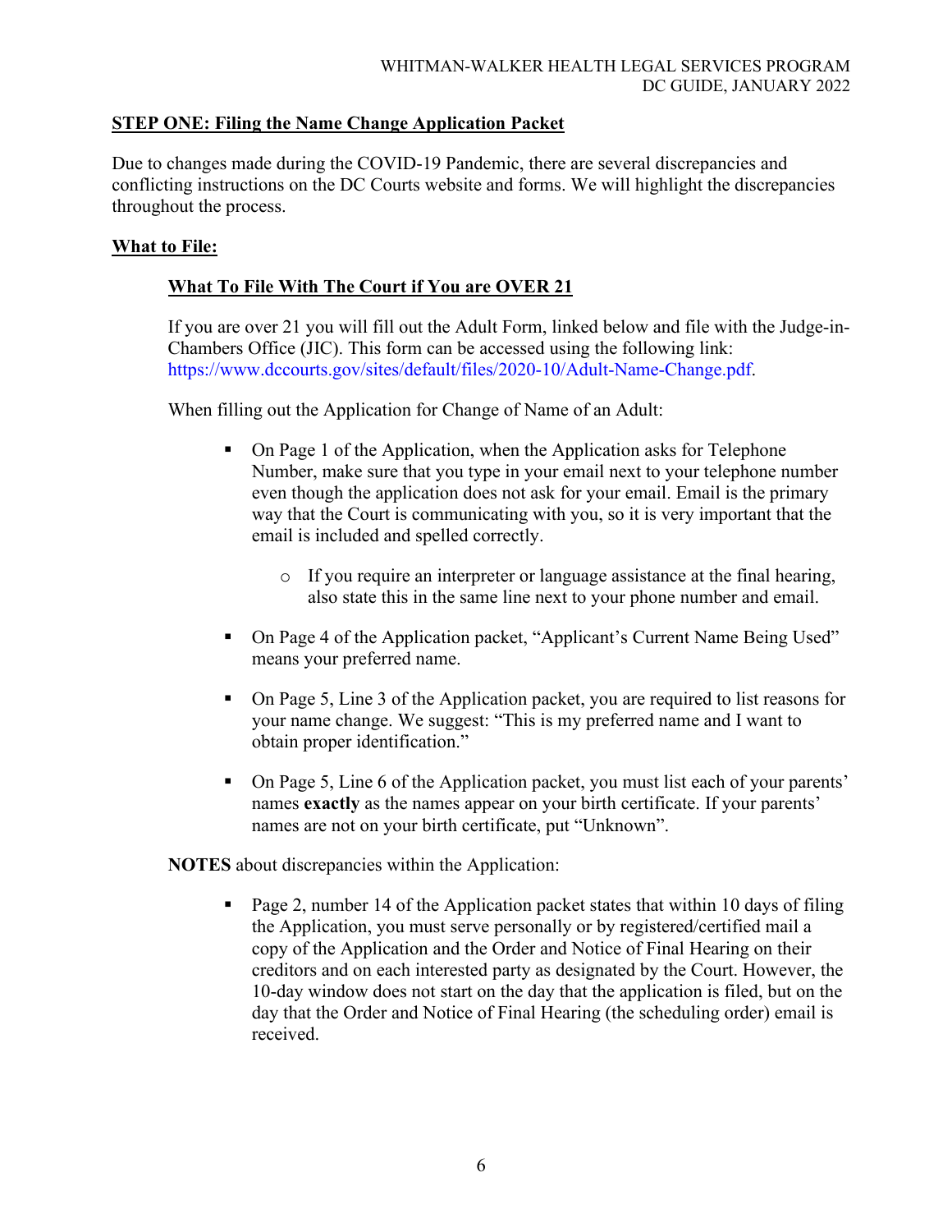## STEP ONE: Filing the Name Change Application Packet

Due to changes made during the COVID-19 Pandemic, there are several discrepancies and conflicting instructions on the DC Courts website and forms. We will highlight the discrepancies throughout the process.

### What to File:

#### What To File With The Court if You are OVER 21

If you are over 21 you will fill out the Adult Form, linked below and file with the Judge-in-Chambers Office (JIC). This form can be accessed using the following link: https://www.dccourts.gov/sites/default/files/2020-10/Adult-Name-Change.pdf.

When filling out the Application for Change of Name of an Adult:

- On Page 1 of the Application, when the Application asks for Telephone Number, make sure that you type in your email next to your telephone number even though the application does not ask for your email. Email is the primary way that the Court is communicating with you, so it is very important that the email is included and spelled correctly.
  - If you require an interpreter or language assistance at the final hearing, also state this in the same line next to your phone number and email.
- On Page 4 of the Application packet, "Applicant's Current Name Being Used" means your preferred name.
- On Page 5, Line 3 of the Application packet, you are required to list reasons for your name change. We suggest: "This is my preferred name and I want to obtain proper identification."
- On Page 5, Line 6 of the Application packet, you must list each of your parents' names **exactly** as the names appear on your birth certificate. If your parents' names are not on your birth certificate, put "Unknown".

**NOTES** about discrepancies within the Application:

- Page 2, number 14 of the Application packet states that within 10 days of filing the Application, you must serve personally or by registered/certified mail a copy of the Application and the Order and Notice of Final Hearing on their creditors and on each interested party as designated by the Court. However, the 10-day window does not start on the day that the application is filed, but on the day that the Order and Notice of Final Hearing (the scheduling order) email is received.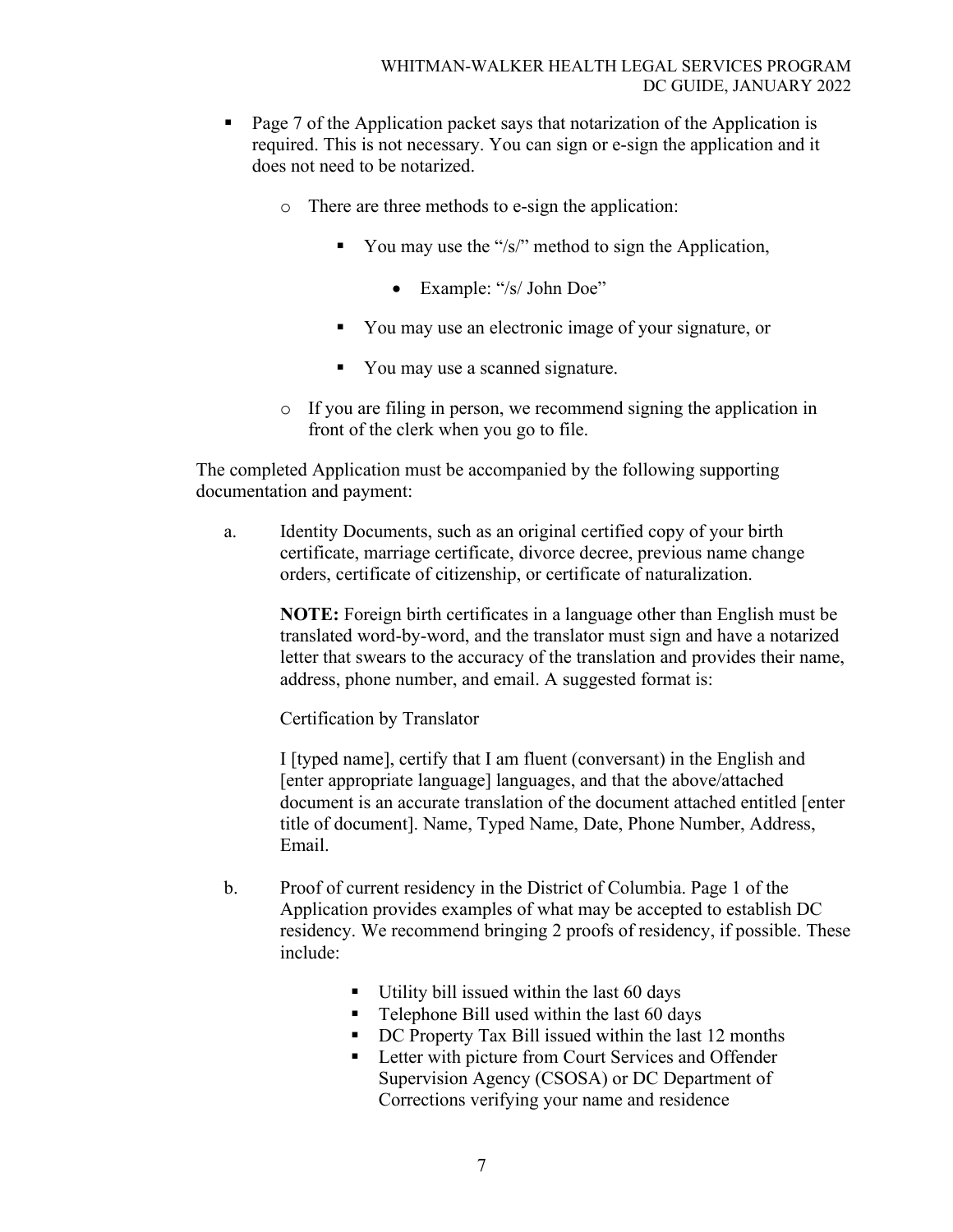- Page 7 of the Application packet says that notarization of the Application is required. This is not necessary. You can sign or e-sign the application and it does not need to be notarized.
  - There are three methods to e-sign the application:
    - You may use the "/s/" method to sign the Application,
      - Example: "/s/ John Doe"
    - You may use an electronic image of your signature, or
    - You may use a scanned signature.
  - If you are filing in person, we recommend signing the application in front of the clerk when you go to file.

The completed Application must be accompanied by the following supporting documentation and payment:

a. Identity Documents, such as an original certified copy of your birth certificate, marriage certificate, divorce decree, previous name change orders, certificate of citizenship, or certificate of naturalization.

   **NOTE:** Foreign birth certificates in a language other than English must be translated word-by-word, and the translator must sign and have a notarized letter that swears to the accuracy of the translation and provides their name, address, phone number, and email. A suggested format is:

   Certification by Translator

   I [typed name], certify that I am fluent (conversant) in the English and [enter appropriate language] languages, and that the above/attached document is an accurate translation of the document attached entitled [enter title of document]. Name, Typed Name, Date, Phone Number, Address, Email.

b. Proof of current residency in the District of Columbia. Page 1 of the Application provides examples of what may be accepted to establish DC residency. We recommend bringing 2 proofs of residency, if possible. These include:

   - Utility bill issued within the last 60 days
   - Telephone Bill used within the last 60 days
   - DC Property Tax Bill issued within the last 12 months
   - Letter with picture from Court Services and Offender Supervision Agency (CSOSA) or DC Department of Corrections verifying your name and residence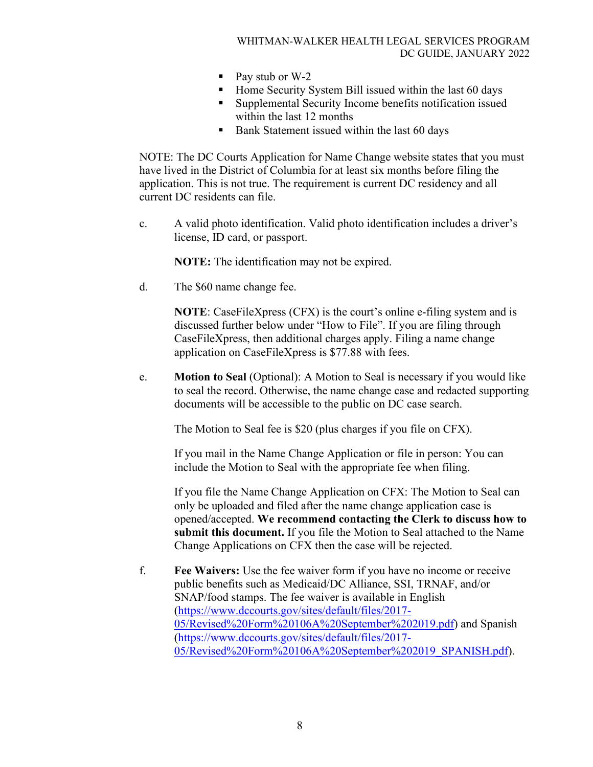- Pay stub or W-2
- Home Security System Bill issued within the last 60 days
- Supplemental Security Income benefits notification issued within the last 12 months
- Bank Statement issued within the last 60 days

NOTE: The DC Courts Application for Name Change website states that you must have lived in the District of Columbia for at least six months before filing the application. This is not true. The requirement is current DC residency and all current DC residents can file.

c. A valid photo identification. Valid photo identification includes a driver's license, ID card, or passport.

   **NOTE:** The identification may not be expired.

d. The $60 name change fee.

   **NOTE**: CaseFileXpress (CFX) is the court's online e-filing system and is discussed further below under "How to File". If you are filing through CaseFileXpress, then additional charges apply. Filing a name change application on CaseFileXpress is $77.88 with fees.

e. **Motion to Seal** (Optional): A Motion to Seal is necessary if you would like to seal the record. Otherwise, the name change case and redacted supporting documents will be accessible to the public on DC case search.

   The Motion to Seal fee is $20 (plus charges if you file on CFX).

   If you mail in the Name Change Application or file in person: You can include the Motion to Seal with the appropriate fee when filing.

   If you file the Name Change Application on CFX: The Motion to Seal can only be uploaded and filed after the name change application case is opened/accepted. **We recommend contacting the Clerk to discuss how to submit this document.** If you file the Motion to Seal attached to the Name Change Applications on CFX then the case will be rejected.

f. **Fee Waivers:** Use the fee waiver form if you have no income or receive public benefits such as Medicaid/DC Alliance, SSI, TRNAF, and/or SNAP/food stamps. The fee waiver is available in English (https://www.dccourts.gov/sites/default/files/2017-05/Revised%20Form%20106A%20September%202019.pdf) and Spanish (https://www.dccourts.gov/sites/default/files/2017-05/Revised%20Form%20106A%20September%202019_SPANISH.pdf).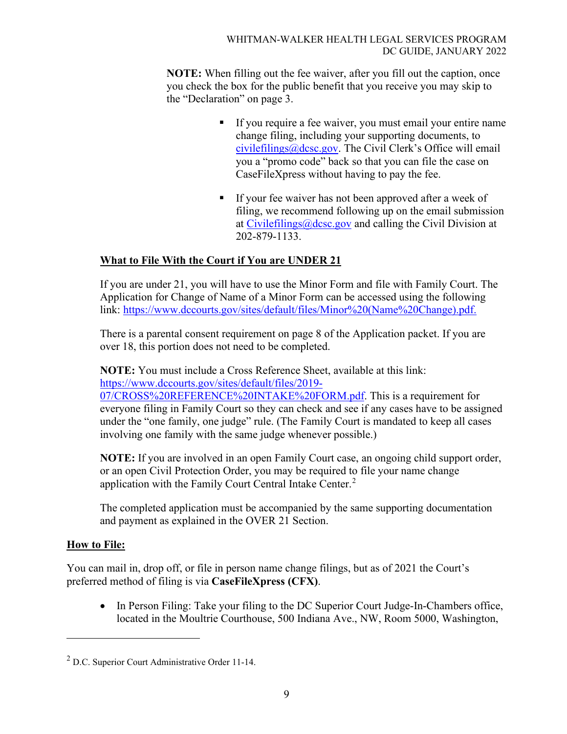**NOTE:** When filling out the fee waiver, after you fill out the caption, once you check the box for the public benefit that you receive you may skip to the "Declaration" on page 3.

- If you require a fee waiver, you must email your entire name change filing, including your supporting documents, to civilefilings@dcsc.gov. The Civil Clerk's Office will email you a "promo code" back so that you can file the case on CaseFileXpress without having to pay the fee.

- If your fee waiver has not been approved after a week of filing, we recommend following up on the email submission at Civilefilings@dcsc.gov and calling the Civil Division at 202-879-1133.

**What to File With the Court if You are UNDER 21**

If you are under 21, you will have to use the Minor Form and file with Family Court. The Application for Change of Name of a Minor Form can be accessed using the following link: https://www.dccourts.gov/sites/default/files/Minor%20(Name%20Change).pdf.

There is a parental consent requirement on page 8 of the Application packet. If you are over 18, this portion does not need to be completed.

**NOTE:** You must include a Cross Reference Sheet, available at this link: https://www.dccourts.gov/sites/default/files/2019-07/CROSS%20REFERENCE%20INTAKE%20FORM.pdf. This is a requirement for everyone filing in Family Court so they can check and see if any cases have to be assigned under the "one family, one judge" rule. (The Family Court is mandated to keep all cases involving one family with the same judge whenever possible.)

**NOTE:** If you are involved in an open Family Court case, an ongoing child support order, or an open Civil Protection Order, you may be required to file your name change application with the Family Court Central Intake Center.[2]

The completed application must be accompanied by the same supporting documentation and payment as explained in the OVER 21 Section.

**How to File:**

You can mail in, drop off, or file in person name change filings, but as of 2021 the Court's preferred method of filing is via **CaseFileXpress (CFX)**.

- In Person Filing: Take your filing to the DC Superior Court Judge-In-Chambers office, located in the Moultrie Courthouse, 500 Indiana Ave., NW, Room 5000, Washington,

[2] D.C. Superior Court Administrative Order 11-14.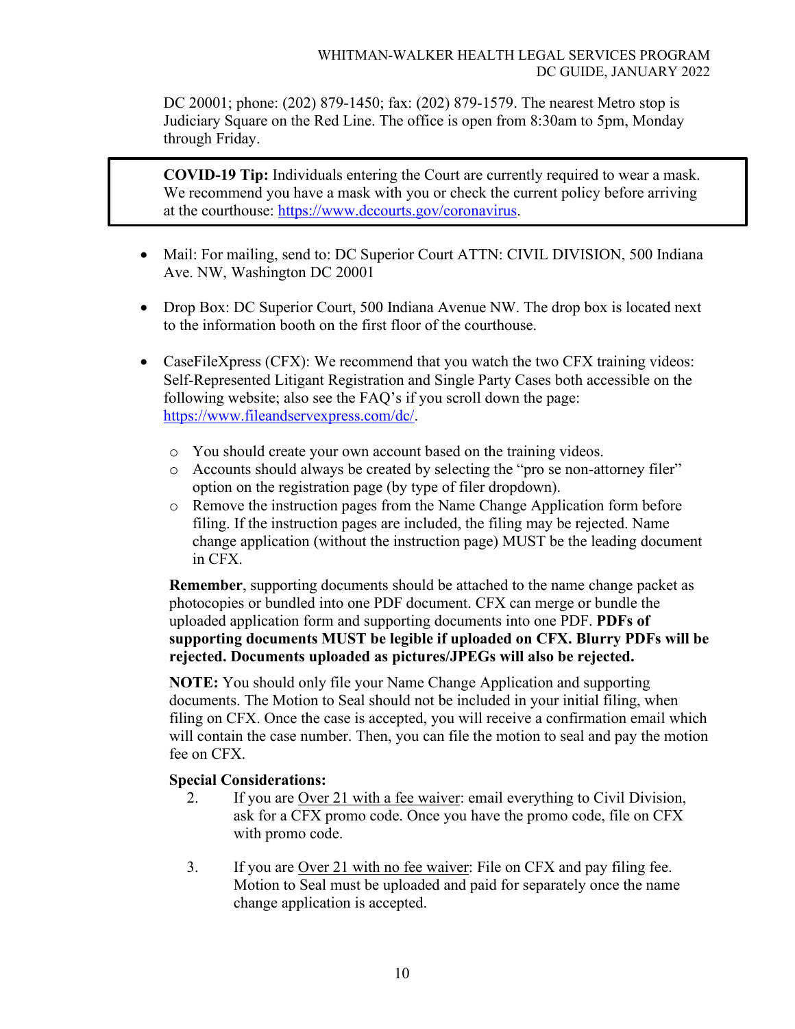DC 20001; phone: (202) 879-1450; fax: (202) 879-1579. The nearest Metro stop is Judiciary Square on the Red Line. The office is open from 8:30am to 5pm, Monday through Friday.

> **COVID-19 Tip:** Individuals entering the Court are currently required to wear a mask. We recommend you have a mask with you or check the current policy before arriving at the courthouse: https://www.dccourts.gov/coronavirus.

- Mail: For mailing, send to: DC Superior Court ATTN: CIVIL DIVISION, 500 Indiana Ave. NW, Washington DC 20001

- Drop Box: DC Superior Court, 500 Indiana Avenue NW. The drop box is located next to the information booth on the first floor of the courthouse.

- CaseFileXpress (CFX): We recommend that you watch the two CFX training videos: Self-Represented Litigant Registration and Single Party Cases both accessible on the following website; also see the FAQ's if you scroll down the page: https://www.fileandservexpress.com/dc/.
  - You should create your own account based on the training videos.
  - Accounts should always be created by selecting the "pro se non-attorney filer" option on the registration page (by type of filer dropdown).
  - Remove the instruction pages from the Name Change Application form before filing. If the instruction pages are included, the filing may be rejected. Name change application (without the instruction page) MUST be the leading document in CFX.

  **Remember**, supporting documents should be attached to the name change packet as photocopies or bundled into one PDF document. CFX can merge or bundle the uploaded application form and supporting documents into one PDF. **PDFs of supporting documents MUST be legible if uploaded on CFX. Blurry PDFs will be rejected. Documents uploaded as pictures/JPEGs will also be rejected.**

  **NOTE:** You should only file your Name Change Application and supporting documents. The Motion to Seal should not be included in your initial filing, when filing on CFX. Once the case is accepted, you will receive a confirmation email which will contain the case number. Then, you can file the motion to seal and pay the motion fee on CFX.

  **Special Considerations:**

  2. If you are Over 21 with a fee waiver: email everything to Civil Division, ask for a CFX promo code. Once you have the promo code, file on CFX with promo code.

  3. If you are Over 21 with no fee waiver: File on CFX and pay filing fee. Motion to Seal must be uploaded and paid for separately once the name change application is accepted.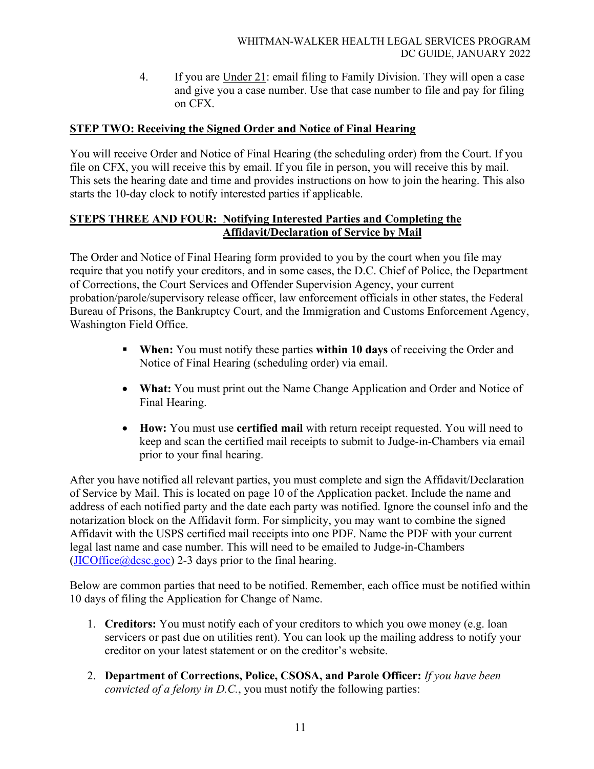4. If you are <u>Under 21</u>: email filing to Family Division. They will open a case and give you a case number. Use that case number to file and pay for filing on CFX.

## <u>STEP TWO: Receiving the Signed Order and Notice of Final Hearing</u>

You will receive Order and Notice of Final Hearing (the scheduling order) from the Court. If you file on CFX, you will receive this by email. If you file in person, you will receive this by mail. This sets the hearing date and time and provides instructions on how to join the hearing. This also starts the 10-day clock to notify interested parties if applicable.

## <u>STEPS THREE AND FOUR: Notifying Interested Parties and Completing the Affidavit/Declaration of Service by Mail</u>

The Order and Notice of Final Hearing form provided to you by the court when you file may require that you notify your creditors, and in some cases, the D.C. Chief of Police, the Department of Corrections, the Court Services and Offender Supervision Agency, your current probation/parole/supervisory release officer, law enforcement officials in other states, the Federal Bureau of Prisons, the Bankruptcy Court, and the Immigration and Customs Enforcement Agency, Washington Field Office.

- **When:** You must notify these parties **within 10 days** of receiving the Order and Notice of Final Hearing (scheduling order) via email.
- **What:** You must print out the Name Change Application and Order and Notice of Final Hearing.
- **How:** You must use **certified mail** with return receipt requested. You will need to keep and scan the certified mail receipts to submit to Judge-in-Chambers via email prior to your final hearing.

After you have notified all relevant parties, you must complete and sign the Affidavit/Declaration of Service by Mail. This is located on page 10 of the Application packet. Include the name and address of each notified party and the date each party was notified. Ignore the counsel info and the notarization block on the Affidavit form. For simplicity, you may want to combine the signed Affidavit with the USPS certified mail receipts into one PDF. Name the PDF with your current legal last name and case number. This will need to be emailed to Judge-in-Chambers (JICOffice@dcsc.goc) 2-3 days prior to the final hearing.

Below are common parties that need to be notified. Remember, each office must be notified within 10 days of filing the Application for Change of Name.

1. **Creditors:** You must notify each of your creditors to which you owe money (e.g. loan servicers or past due on utilities rent). You can look up the mailing address to notify your creditor on your latest statement or on the creditor's website.
2. **Department of Corrections, Police, CSOSA, and Parole Officer:** *If you have been convicted of a felony in D.C.*, you must notify the following parties: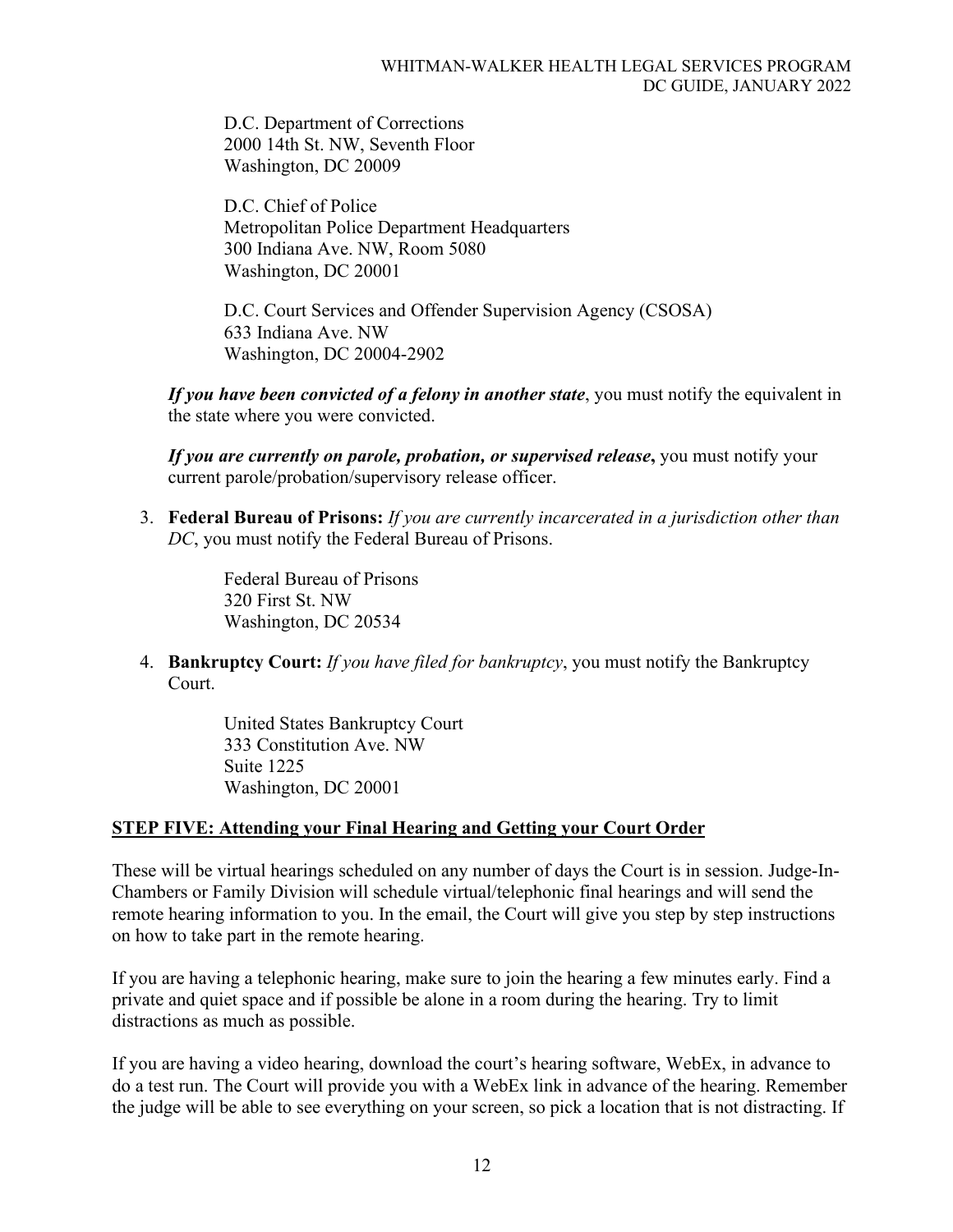D.C. Department of Corrections
2000 14th St. NW, Seventh Floor
Washington, DC 20009

D.C. Chief of Police
Metropolitan Police Department Headquarters
300 Indiana Ave. NW, Room 5080
Washington, DC 20001

D.C. Court Services and Offender Supervision Agency (CSOSA)
633 Indiana Ave. NW
Washington, DC 20004-2902

***If you have been convicted of a felony in another state***, you must notify the equivalent in the state where you were convicted.

***If you are currently on parole, probation, or supervised release*****,** you must notify your current parole/probation/supervisory release officer.

3. **Federal Bureau of Prisons:** *If you are currently incarcerated in a jurisdiction other than DC*, you must notify the Federal Bureau of Prisons.

   Federal Bureau of Prisons
   320 First St. NW
   Washington, DC 20534

4. **Bankruptcy Court:** *If you have filed for bankruptcy*, you must notify the Bankruptcy Court.

   United States Bankruptcy Court
   333 Constitution Ave. NW
   Suite 1225
   Washington, DC 20001

## STEP FIVE: Attending your Final Hearing and Getting your Court Order

These will be virtual hearings scheduled on any number of days the Court is in session. Judge-In-Chambers or Family Division will schedule virtual/telephonic final hearings and will send the remote hearing information to you. In the email, the Court will give you step by step instructions on how to take part in the remote hearing.

If you are having a telephonic hearing, make sure to join the hearing a few minutes early. Find a private and quiet space and if possible be alone in a room during the hearing. Try to limit distractions as much as possible.

If you are having a video hearing, download the court's hearing software, WebEx, in advance to do a test run. The Court will provide you with a WebEx link in advance of the hearing. Remember the judge will be able to see everything on your screen, so pick a location that is not distracting. If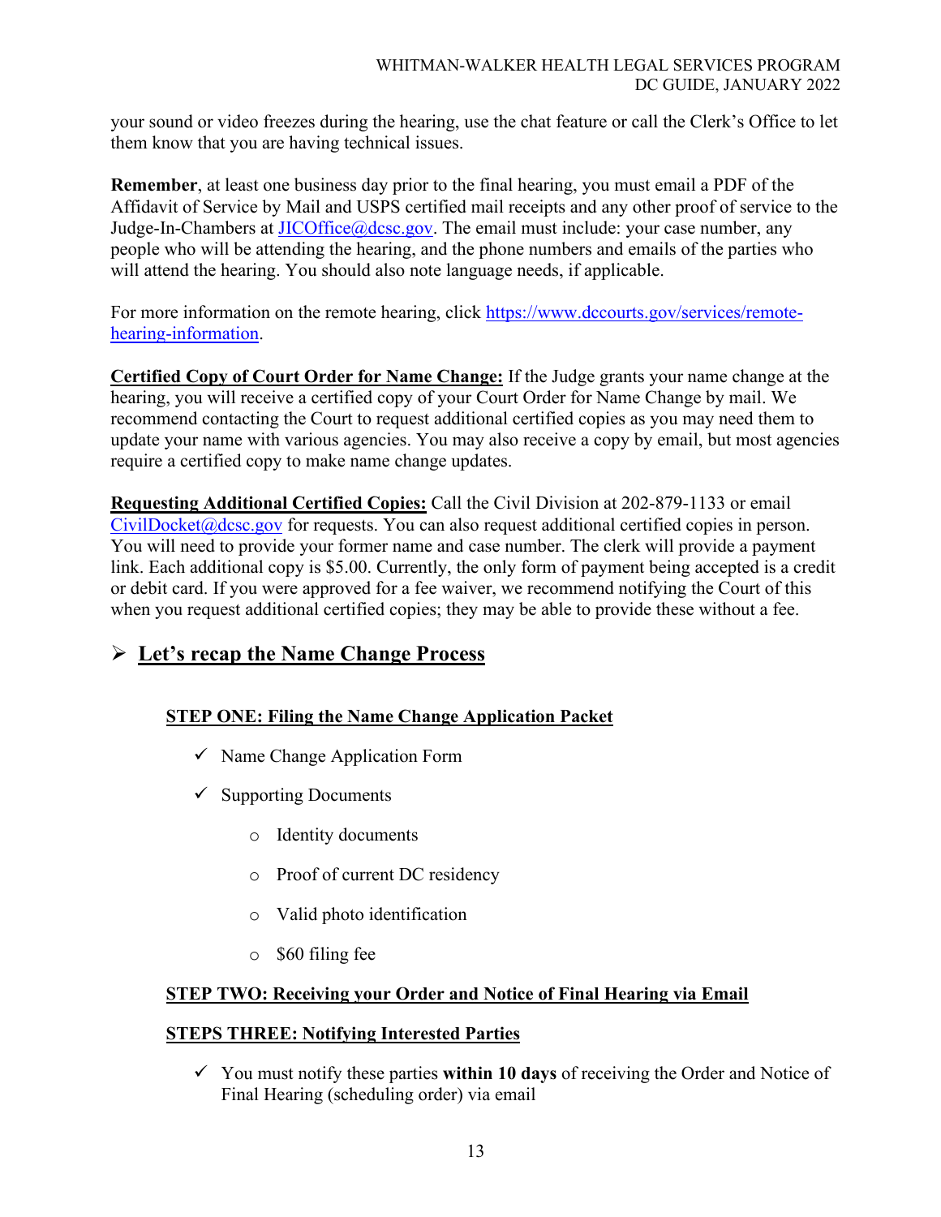your sound or video freezes during the hearing, use the chat feature or call the Clerk's Office to let them know that you are having technical issues.

**Remember**, at least one business day prior to the final hearing, you must email a PDF of the Affidavit of Service by Mail and USPS certified mail receipts and any other proof of service to the Judge-In-Chambers at [JICOffice@dcsc.gov](mailto:JICOffice@dcsc.gov). The email must include: your case number, any people who will be attending the hearing, and the phone numbers and emails of the parties who will attend the hearing. You should also note language needs, if applicable.

For more information on the remote hearing, click [https://www.dccourts.gov/services/remote-hearing-information](https://www.dccourts.gov/services/remote-hearing-information).

**Certified Copy of Court Order for Name Change:** If the Judge grants your name change at the hearing, you will receive a certified copy of your Court Order for Name Change by mail. We recommend contacting the Court to request additional certified copies as you may need them to update your name with various agencies. You may also receive a copy by email, but most agencies require a certified copy to make name change updates.

**Requesting Additional Certified Copies:** Call the Civil Division at 202-879-1133 or email [CivilDocket@dcsc.gov](mailto:CivilDocket@dcsc.gov) for requests. You can also request additional certified copies in person. You will need to provide your former name and case number. The clerk will provide a payment link. Each additional copy is $5.00. Currently, the only form of payment being accepted is a credit or debit card. If you were approved for a fee waiver, we recommend notifying the Court of this when you request additional certified copies; they may be able to provide these without a fee.

## Let's recap the Name Change Process

### STEP ONE: Filing the Name Change Application Packet

- ✓ Name Change Application Form
- ✓ Supporting Documents
  - Identity documents
  - Proof of current DC residency
  - Valid photo identification
  - $60 filing fee

### STEP TWO: Receiving your Order and Notice of Final Hearing via Email

### STEPS THREE: Notifying Interested Parties

- ✓ You must notify these parties **within 10 days** of receiving the Order and Notice of Final Hearing (scheduling order) via email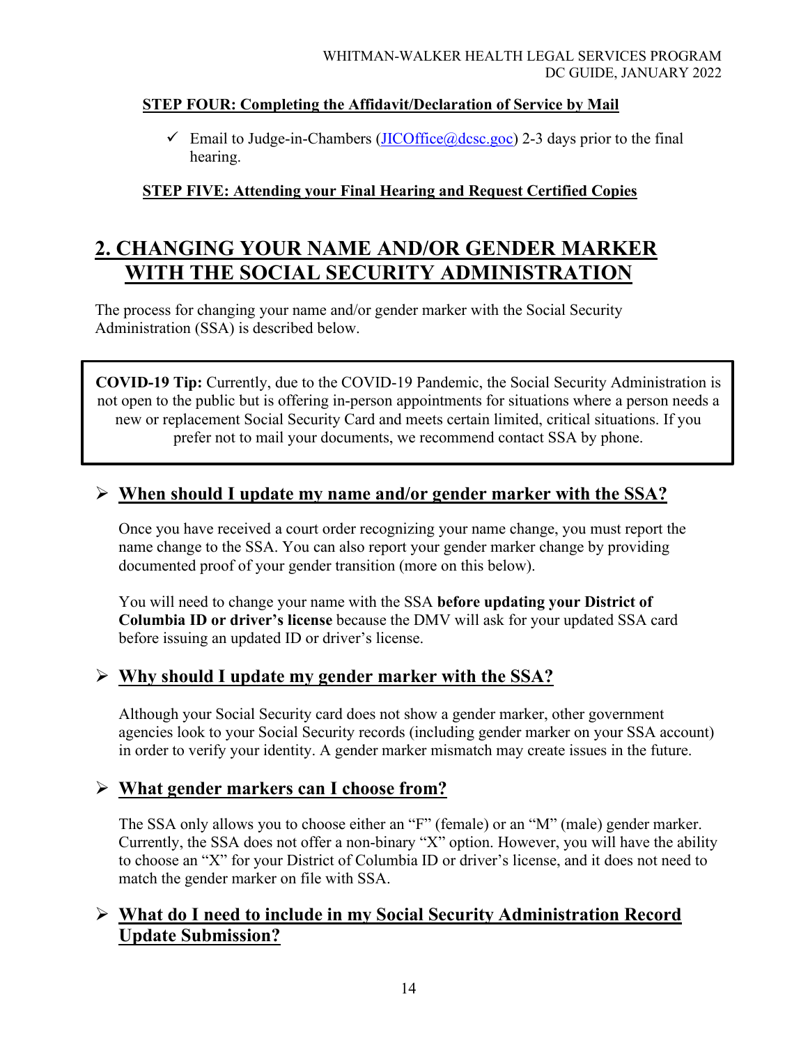**STEP FOUR: Completing the Affidavit/Declaration of Service by Mail**

- ✓ Email to Judge-in-Chambers (JICOffice@dcsc.goc) 2-3 days prior to the final hearing.

**STEP FIVE: Attending your Final Hearing and Request Certified Copies**

# 2. CHANGING YOUR NAME AND/OR GENDER MARKER WITH THE SOCIAL SECURITY ADMINISTRATION

The process for changing your name and/or gender marker with the Social Security Administration (SSA) is described below.

> **COVID-19 Tip:** Currently, due to the COVID-19 Pandemic, the Social Security Administration is not open to the public but is offering in-person appointments for situations where a person needs a new or replacement Social Security Card and meets certain limited, critical situations. If you prefer not to mail your documents, we recommend contact SSA by phone.

## ➢ When should I update my name and/or gender marker with the SSA?

Once you have received a court order recognizing your name change, you must report the name change to the SSA. You can also report your gender marker change by providing documented proof of your gender transition (more on this below).

You will need to change your name with the SSA **before updating your District of Columbia ID or driver's license** because the DMV will ask for your updated SSA card before issuing an updated ID or driver's license.

## ➢ Why should I update my gender marker with the SSA?

Although your Social Security card does not show a gender marker, other government agencies look to your Social Security records (including gender marker on your SSA account) in order to verify your identity. A gender marker mismatch may create issues in the future.

## ➢ What gender markers can I choose from?

The SSA only allows you to choose either an "F" (female) or an "M" (male) gender marker. Currently, the SSA does not offer a non-binary "X" option. However, you will have the ability to choose an "X" for your District of Columbia ID or driver's license, and it does not need to match the gender marker on file with SSA.

## ➢ What do I need to include in my Social Security Administration Record Update Submission?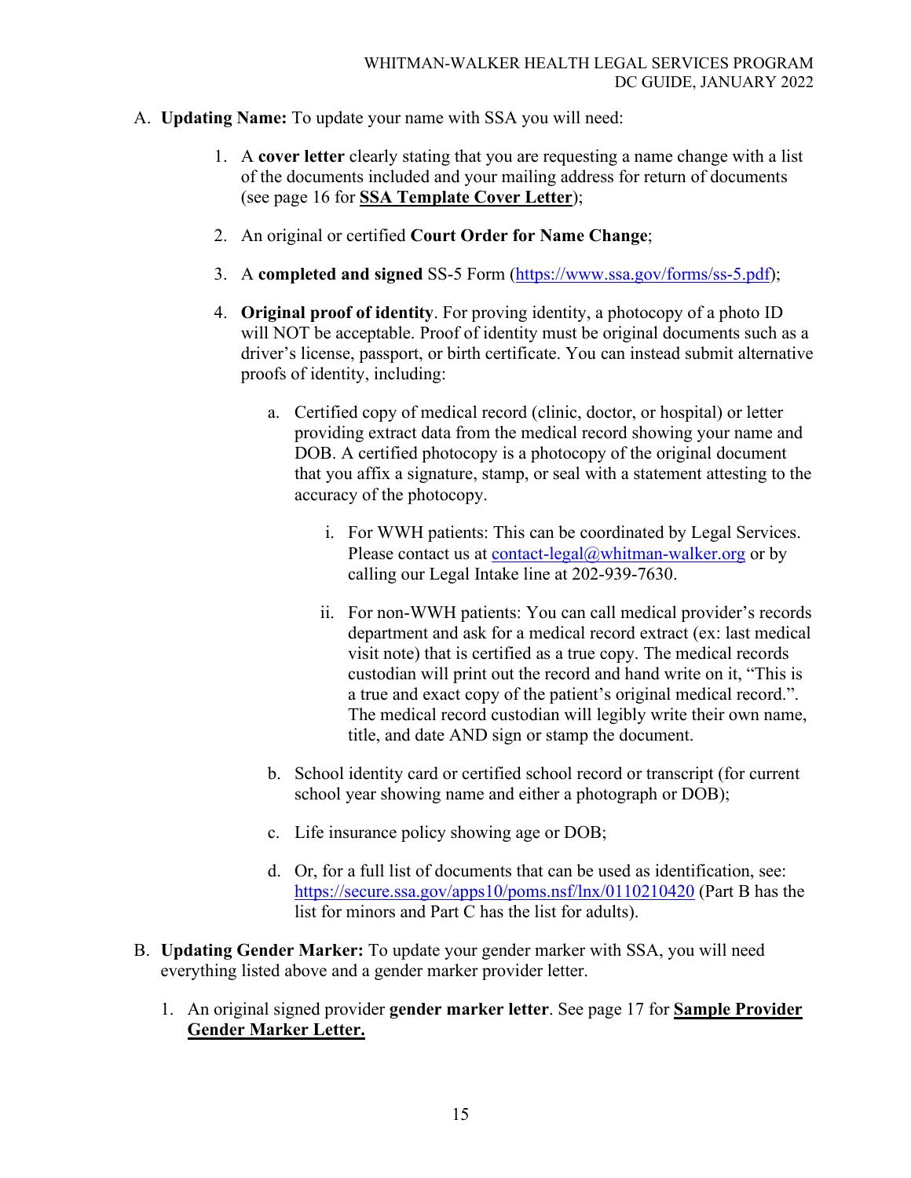A. **Updating Name:** To update your name with SSA you will need:

   1. A **cover letter** clearly stating that you are requesting a name change with a list of the documents included and your mailing address for return of documents (see page 16 for **SSA Template Cover Letter**);

   2. An original or certified **Court Order for Name Change**;

   3. A **completed and signed** SS-5 Form (https://www.ssa.gov/forms/ss-5.pdf);

   4. **Original proof of identity**. For proving identity, a photocopy of a photo ID will NOT be acceptable. Proof of identity must be original documents such as a driver's license, passport, or birth certificate. You can instead submit alternative proofs of identity, including:

      a. Certified copy of medical record (clinic, doctor, or hospital) or letter providing extract data from the medical record showing your name and DOB. A certified photocopy is a photocopy of the original document that you affix a signature, stamp, or seal with a statement attesting to the accuracy of the photocopy.

         i. For WWH patients: This can be coordinated by Legal Services. Please contact us at contact-legal@whitman-walker.org or by calling our Legal Intake line at 202-939-7630.

         ii. For non-WWH patients: You can call medical provider's records department and ask for a medical record extract (ex: last medical visit note) that is certified as a true copy. The medical records custodian will print out the record and hand write on it, "This is a true and exact copy of the patient's original medical record.". The medical record custodian will legibly write their own name, title, and date AND sign or stamp the document.

      b. School identity card or certified school record or transcript (for current school year showing name and either a photograph or DOB);

      c. Life insurance policy showing age or DOB;

      d. Or, for a full list of documents that can be used as identification, see: https://secure.ssa.gov/apps10/poms.nsf/lnx/0110210420 (Part B has the list for minors and Part C has the list for adults).

B. **Updating Gender Marker:** To update your gender marker with SSA, you will need everything listed above and a gender marker provider letter.

   1. An original signed provider **gender marker letter**. See page 17 for **Sample Provider Gender Marker Letter.**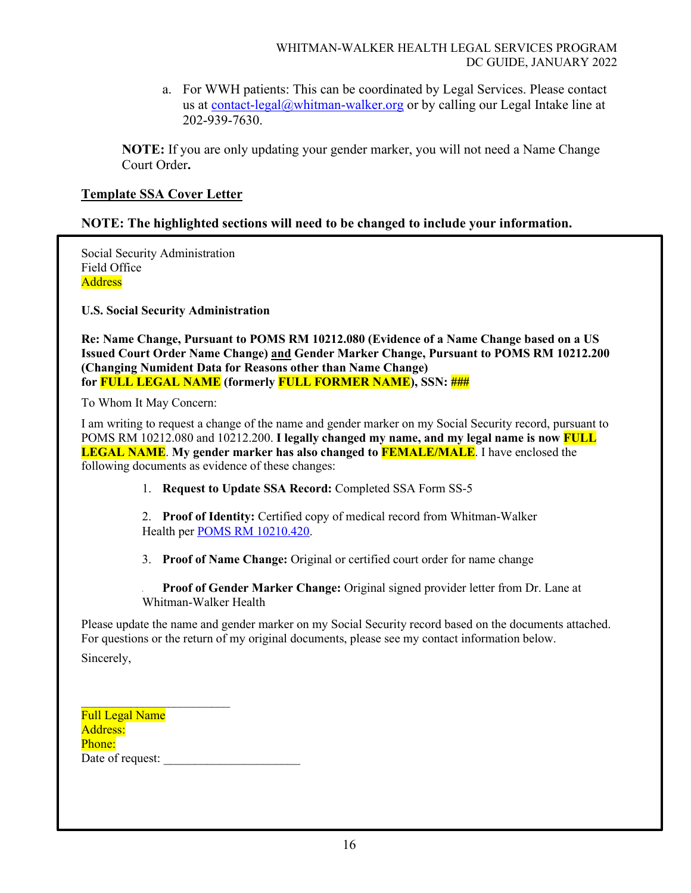a. For WWH patients: This can be coordinated by Legal Services. Please contact us at [contact-legal@whitman-walker.org](mailto:contact-legal@whitman-walker.org) or by calling our Legal Intake line at 202-939-7630.

**NOTE:** If you are only updating your gender marker, you will not need a Name Change Court Order**.**

**Template SSA Cover Letter**

**NOTE: The highlighted sections will need to be changed to include your information.**

---

Social Security Administration
Field Office
Address

**U.S. Social Security Administration**

**Re: Name Change, Pursuant to POMS RM 10212.080 (Evidence of a Name Change based on a US Issued Court Order Name Change) and Gender Marker Change, Pursuant to POMS RM 10212.200 (Changing Numident Data for Reasons other than Name Change) for FULL LEGAL NAME (formerly FULL FORMER NAME), SSN: ###**

To Whom It May Concern:

I am writing to request a change of the name and gender marker on my Social Security record, pursuant to POMS RM 10212.080 and 10212.200. **I legally changed my name, and my legal name is now FULL LEGAL NAME**. **My gender marker has also changed to FEMALE/MALE**. I have enclosed the following documents as evidence of these changes:

1. **Request to Update SSA Record:** Completed SSA Form SS-5

2. **Proof of Identity:** Certified copy of medical record from Whitman-Walker Health per POMS RM 10210.420.

3. **Proof of Name Change:** Original or certified court order for name change

4. **Proof of Gender Marker Change:** Original signed provider letter from Dr. Lane at Whitman-Walker Health

Please update the name and gender marker on my Social Security record based on the documents attached. For questions or the return of my original documents, please see my contact information below.

Sincerely,

\_\_\_\_\_\_\_\_\_\_\_\_\_\_\_\_\_\_\_\_\_\_\_\_\_
Full Legal Name
Address:
Phone:
Date of request: \_\_\_\_\_\_\_\_\_\_\_\_\_\_\_\_\_\_\_\_\_\_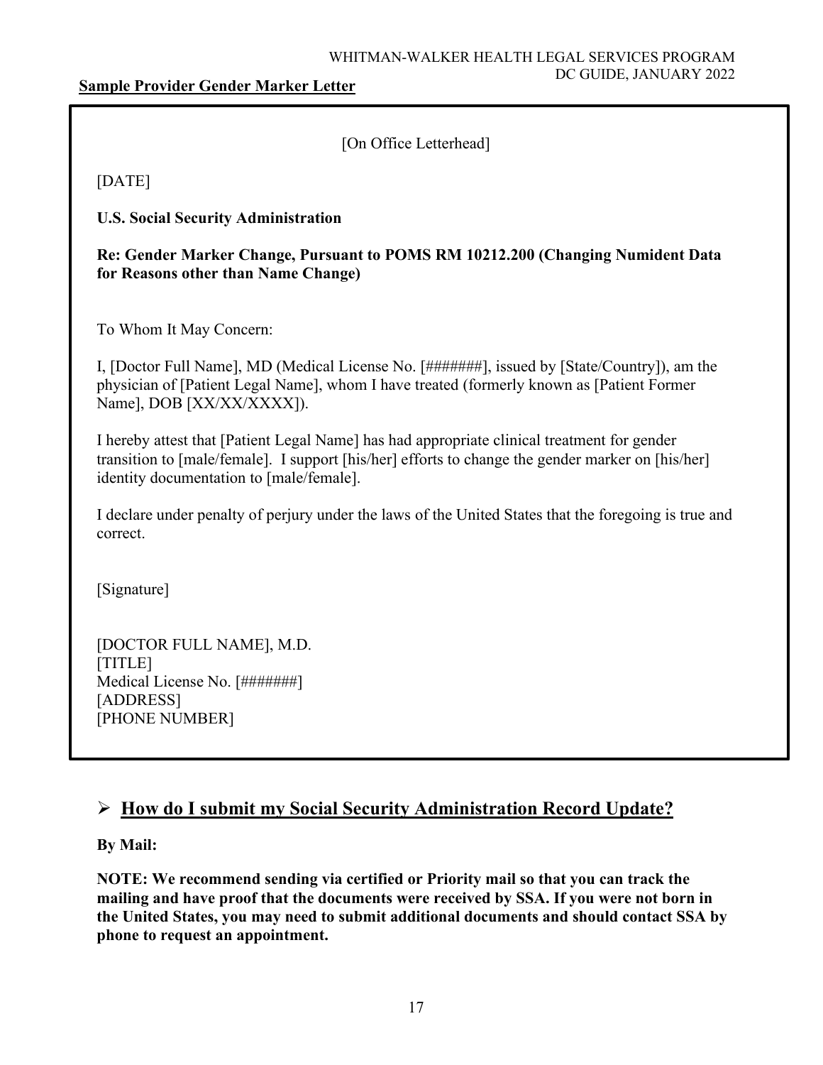**Sample Provider Gender Marker Letter**

> [On Office Letterhead]
>
> [DATE]
>
> **U.S. Social Security Administration**
>
> **Re: Gender Marker Change, Pursuant to POMS RM 10212.200 (Changing Numident Data for Reasons other than Name Change)**
>
> To Whom It May Concern:
>
> I, [Doctor Full Name], MD (Medical License No. [#######], issued by [State/Country]), am the physician of [Patient Legal Name], whom I have treated (formerly known as [Patient Former Name], DOB [XX/XX/XXXX]).
>
> I hereby attest that [Patient Legal Name] has had appropriate clinical treatment for gender transition to [male/female]. I support [his/her] efforts to change the gender marker on [his/her] identity documentation to [male/female].
>
> I declare under penalty of perjury under the laws of the United States that the foregoing is true and correct.
>
> [Signature]
>
> [DOCTOR FULL NAME], M.D.
> [TITLE]
> Medical License No. [#######]
> [ADDRESS]
> [PHONE NUMBER]

## ➢ How do I submit my Social Security Administration Record Update?

**By Mail:**

**NOTE: We recommend sending via certified or Priority mail so that you can track the mailing and have proof that the documents were received by SSA. If you were not born in the United States, you may need to submit additional documents and should contact SSA by phone to request an appointment.**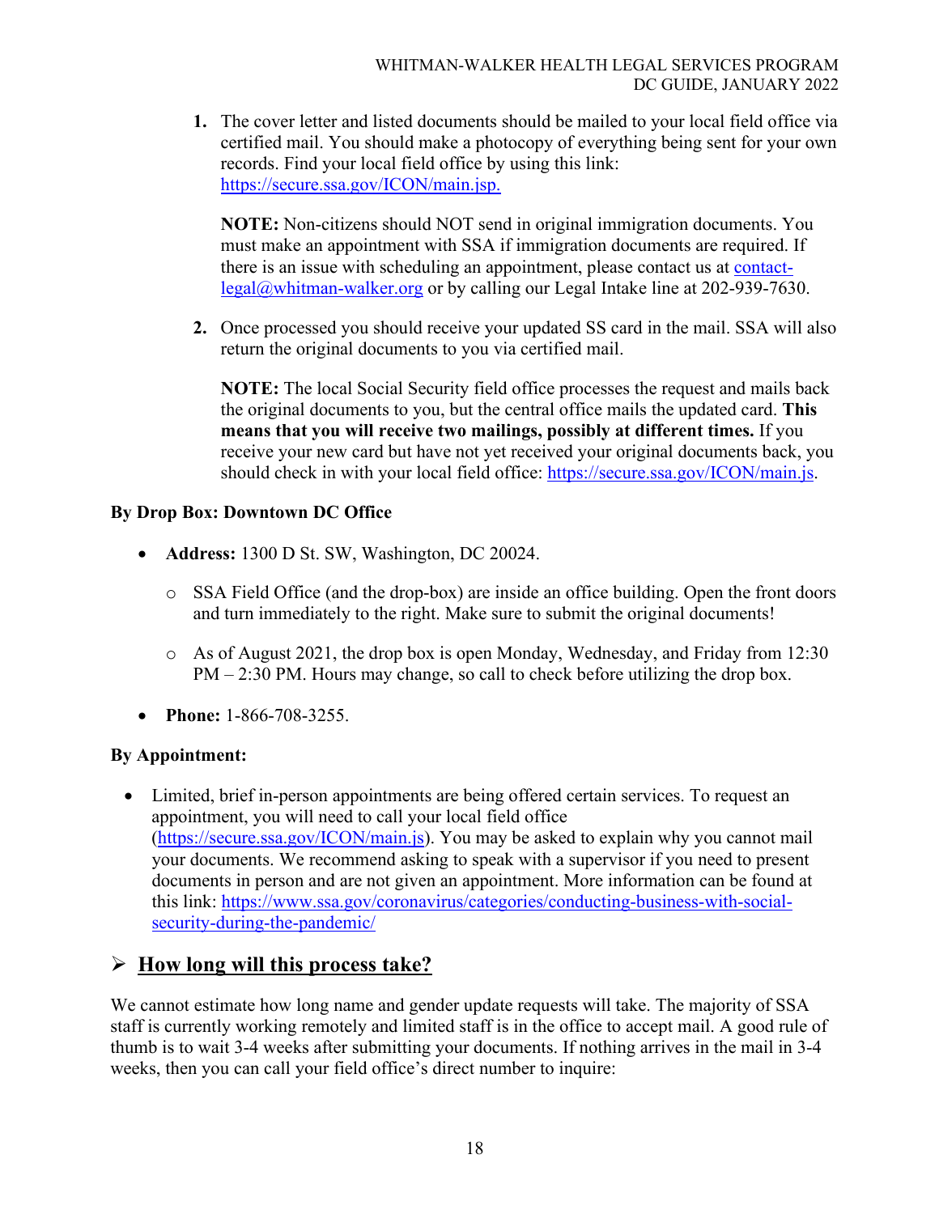1. The cover letter and listed documents should be mailed to your local field office via certified mail. You should make a photocopy of everything being sent for your own records. Find your local field office by using this link: [https://secure.ssa.gov/ICON/main.jsp.](https://secure.ssa.gov/ICON/main.jsp)

   **NOTE:** Non-citizens should NOT send in original immigration documents. You must make an appointment with SSA if immigration documents are required. If there is an issue with scheduling an appointment, please contact us at [contact-legal@whitman-walker.org](mailto:contact-legal@whitman-walker.org) or by calling our Legal Intake line at 202-939-7630.

2. Once processed you should receive your updated SS card in the mail. SSA will also return the original documents to you via certified mail.

   **NOTE:** The local Social Security field office processes the request and mails back the original documents to you, but the central office mails the updated card. **This means that you will receive two mailings, possibly at different times.** If you receive your new card but have not yet received your original documents back, you should check in with your local field office: [https://secure.ssa.gov/ICON/main.js](https://secure.ssa.gov/ICON/main.js).

**By Drop Box: Downtown DC Office**

- **Address:** 1300 D St. SW, Washington, DC 20024.
  - SSA Field Office (and the drop-box) are inside an office building. Open the front doors and turn immediately to the right. Make sure to submit the original documents!
  - As of August 2021, the drop box is open Monday, Wednesday, and Friday from 12:30 PM – 2:30 PM. Hours may change, so call to check before utilizing the drop box.
- **Phone:** 1-866-708-3255.

**By Appointment:**

- Limited, brief in-person appointments are being offered certain services. To request an appointment, you will need to call your local field office ([https://secure.ssa.gov/ICON/main.js](https://secure.ssa.gov/ICON/main.js)). You may be asked to explain why you cannot mail your documents. We recommend asking to speak with a supervisor if you need to present documents in person and are not given an appointment. More information can be found at this link: [https://www.ssa.gov/coronavirus/categories/conducting-business-with-social-security-during-the-pandemic/](https://www.ssa.gov/coronavirus/categories/conducting-business-with-social-security-during-the-pandemic/)

## ➢ <u>How long will this process take?</u>

We cannot estimate how long name and gender update requests will take. The majority of SSA staff is currently working remotely and limited staff is in the office to accept mail. A good rule of thumb is to wait 3-4 weeks after submitting your documents. If nothing arrives in the mail in 3-4 weeks, then you can call your field office's direct number to inquire: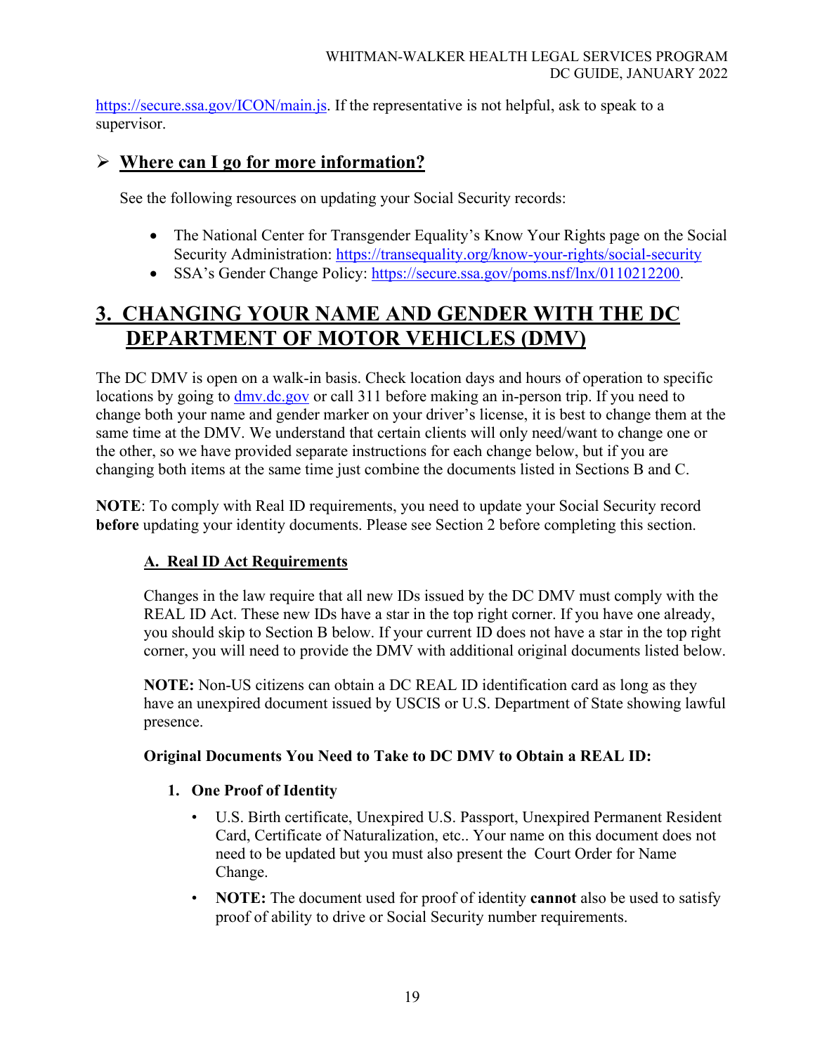https://secure.ssa.gov/ICON/main.js. If the representative is not helpful, ask to speak to a supervisor.

### ➢ Where can I go for more information?

See the following resources on updating your Social Security records:

- The National Center for Transgender Equality's Know Your Rights page on the Social Security Administration: https://transequality.org/know-your-rights/social-security
- SSA's Gender Change Policy: https://secure.ssa.gov/poms.nsf/lnx/0110212200.

## 3. CHANGING YOUR NAME AND GENDER WITH THE DC DEPARTMENT OF MOTOR VEHICLES (DMV)

The DC DMV is open on a walk-in basis. Check location days and hours of operation to specific locations by going to dmv.dc.gov or call 311 before making an in-person trip. If you need to change both your name and gender marker on your driver's license, it is best to change them at the same time at the DMV. We understand that certain clients will only need/want to change one or the other, so we have provided separate instructions for each change below, but if you are changing both items at the same time just combine the documents listed in Sections B and C.

**NOTE**: To comply with Real ID requirements, you need to update your Social Security record **before** updating your identity documents. Please see Section 2 before completing this section.

### A. Real ID Act Requirements

Changes in the law require that all new IDs issued by the DC DMV must comply with the REAL ID Act. These new IDs have a star in the top right corner. If you have one already, you should skip to Section B below. If your current ID does not have a star in the top right corner, you will need to provide the DMV with additional original documents listed below.

**NOTE:** Non-US citizens can obtain a DC REAL ID identification card as long as they have an unexpired document issued by USCIS or U.S. Department of State showing lawful presence.

**Original Documents You Need to Take to DC DMV to Obtain a REAL ID:**

1. **One Proof of Identity**
   - U.S. Birth certificate, Unexpired U.S. Passport, Unexpired Permanent Resident Card, Certificate of Naturalization, etc.. Your name on this document does not need to be updated but you must also present the Court Order for Name Change.
   - **NOTE:** The document used for proof of identity **cannot** also be used to satisfy proof of ability to drive or Social Security number requirements.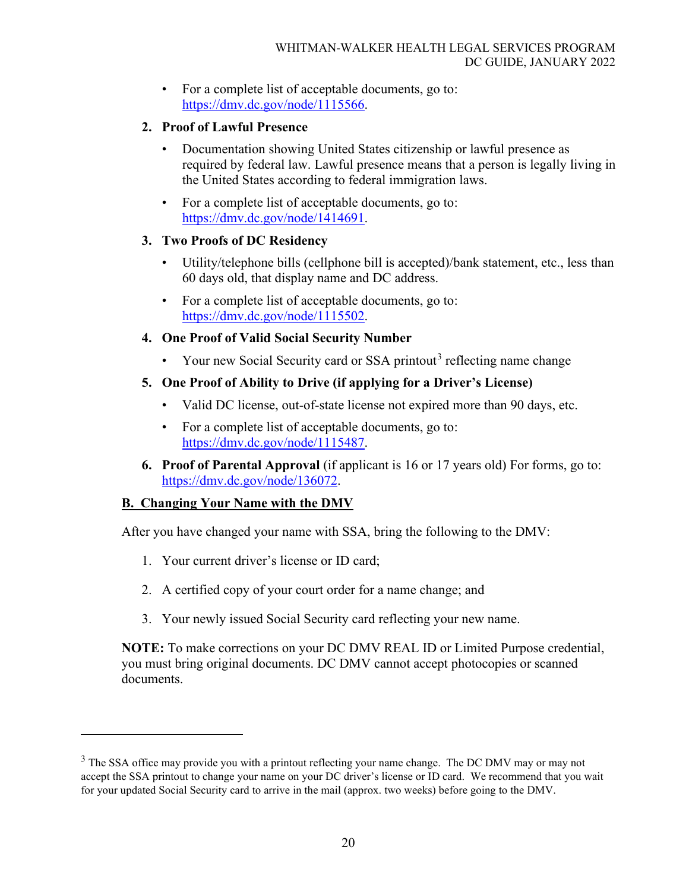- For a complete list of acceptable documents, go to: https://dmv.dc.gov/node/1115566.

2. **Proof of Lawful Presence**
   - Documentation showing United States citizenship or lawful presence as required by federal law. Lawful presence means that a person is legally living in the United States according to federal immigration laws.
   - For a complete list of acceptable documents, go to: https://dmv.dc.gov/node/1414691.

3. **Two Proofs of DC Residency**
   - Utility/telephone bills (cellphone bill is accepted)/bank statement, etc., less than 60 days old, that display name and DC address.
   - For a complete list of acceptable documents, go to: https://dmv.dc.gov/node/1115502.

4. **One Proof of Valid Social Security Number**
   - Your new Social Security card or SSA printout[3] reflecting name change

5. **One Proof of Ability to Drive (if applying for a Driver's License)**
   - Valid DC license, out-of-state license not expired more than 90 days, etc.
   - For a complete list of acceptable documents, go to: https://dmv.dc.gov/node/1115487.

6. **Proof of Parental Approval** (if applicant is 16 or 17 years old) For forms, go to: https://dmv.dc.gov/node/136072.

## B. Changing Your Name with the DMV

After you have changed your name with SSA, bring the following to the DMV:

1. Your current driver's license or ID card;
2. A certified copy of your court order for a name change; and
3. Your newly issued Social Security card reflecting your new name.

**NOTE:** To make corrections on your DC DMV REAL ID or Limited Purpose credential, you must bring original documents. DC DMV cannot accept photocopies or scanned documents.

---

[3] The SSA office may provide you with a printout reflecting your name change. The DC DMV may or may not accept the SSA printout to change your name on your DC driver's license or ID card. We recommend that you wait for your updated Social Security card to arrive in the mail (approx. two weeks) before going to the DMV.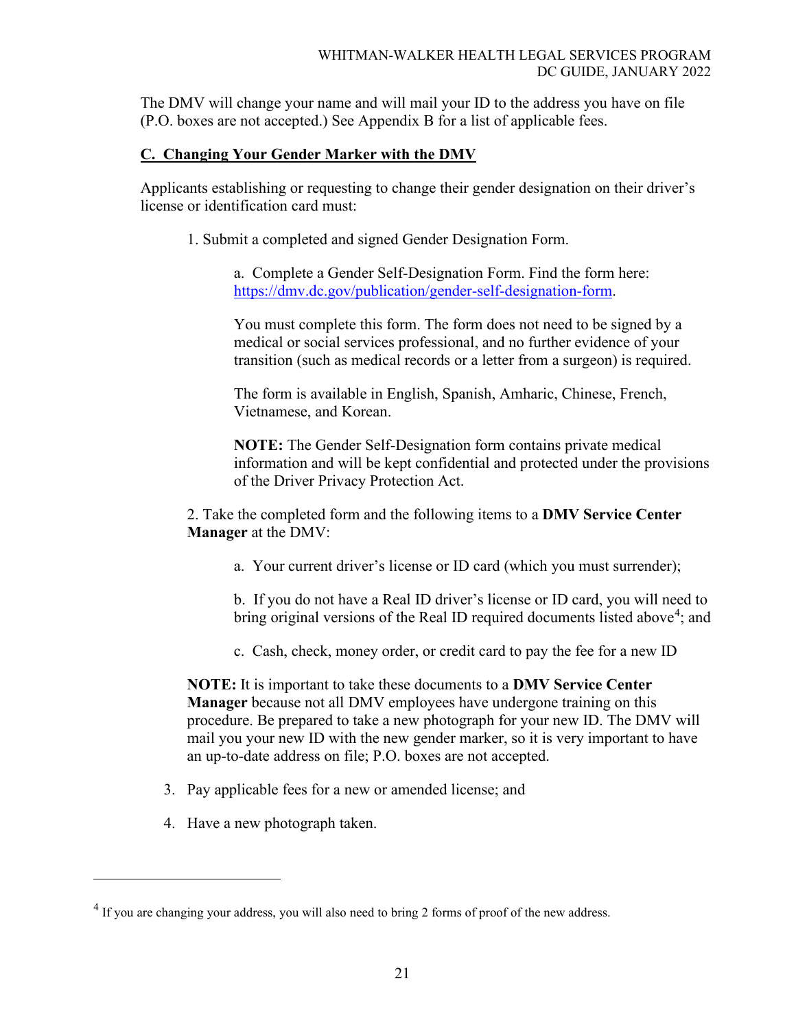The DMV will change your name and will mail your ID to the address you have on file (P.O. boxes are not accepted.) See Appendix B for a list of applicable fees.

## C. Changing Your Gender Marker with the DMV

Applicants establishing or requesting to change their gender designation on their driver's license or identification card must:

1. Submit a completed and signed Gender Designation Form.

   a. Complete a Gender Self-Designation Form. Find the form here: https://dmv.dc.gov/publication/gender-self-designation-form.

   You must complete this form. The form does not need to be signed by a medical or social services professional, and no further evidence of your transition (such as medical records or a letter from a surgeon) is required.

   The form is available in English, Spanish, Amharic, Chinese, French, Vietnamese, and Korean.

   **NOTE:** The Gender Self-Designation form contains private medical information and will be kept confidential and protected under the provisions of the Driver Privacy Protection Act.

2. Take the completed form and the following items to a **DMV Service Center Manager** at the DMV:

   a. Your current driver's license or ID card (which you must surrender);

   b. If you do not have a Real ID driver's license or ID card, you will need to bring original versions of the Real ID required documents listed above[4]; and

   c. Cash, check, money order, or credit card to pay the fee for a new ID

   **NOTE:** It is important to take these documents to a **DMV Service Center Manager** because not all DMV employees have undergone training on this procedure. Be prepared to take a new photograph for your new ID. The DMV will mail you your new ID with the new gender marker, so it is very important to have an up-to-date address on file; P.O. boxes are not accepted.

3. Pay applicable fees for a new or amended license; and

4. Have a new photograph taken.

---

[4] If you are changing your address, you will also need to bring 2 forms of proof of the new address.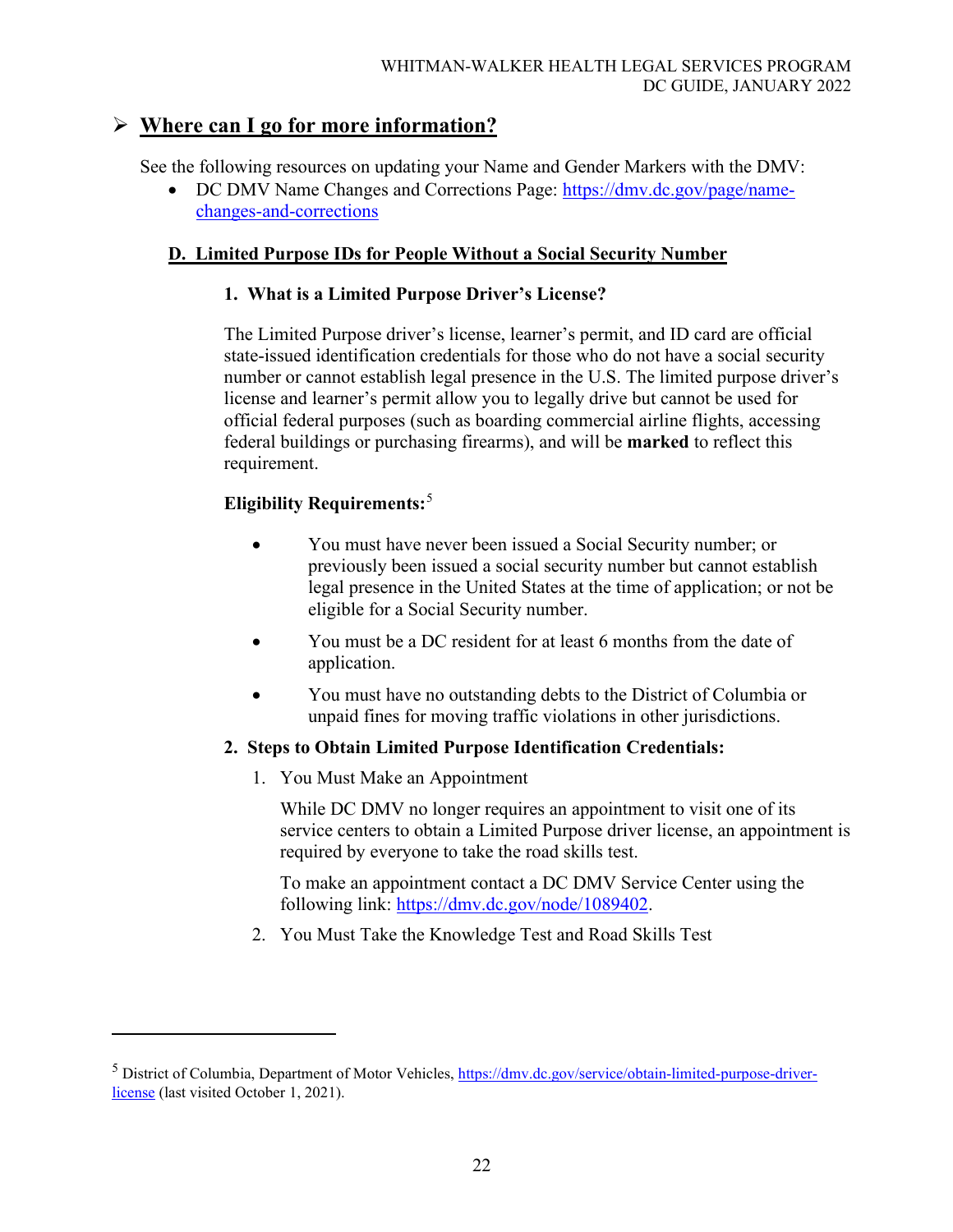## ➢ Where can I go for more information?

See the following resources on updating your Name and Gender Markers with the DMV:

- DC DMV Name Changes and Corrections Page: [https://dmv.dc.gov/page/name-changes-and-corrections](https://dmv.dc.gov/page/name-changes-and-corrections)

### D. Limited Purpose IDs for People Without a Social Security Number

#### 1. What is a Limited Purpose Driver's License?

The Limited Purpose driver's license, learner's permit, and ID card are official state-issued identification credentials for those who do not have a social security number or cannot establish legal presence in the U.S. The limited purpose driver's license and learner's permit allow you to legally drive but cannot be used for official federal purposes (such as boarding commercial airline flights, accessing federal buildings or purchasing firearms), and will be **marked** to reflect this requirement.

**Eligibility Requirements:**[5]

- You must have never been issued a Social Security number; or previously been issued a social security number but cannot establish legal presence in the United States at the time of application; or not be eligible for a Social Security number.
- You must be a DC resident for at least 6 months from the date of application.
- You must have no outstanding debts to the District of Columbia or unpaid fines for moving traffic violations in other jurisdictions.

#### 2. Steps to Obtain Limited Purpose Identification Credentials:

1. You Must Make an Appointment

   While DC DMV no longer requires an appointment to visit one of its service centers to obtain a Limited Purpose driver license, an appointment is required by everyone to take the road skills test.

   To make an appointment contact a DC DMV Service Center using the following link: [https://dmv.dc.gov/node/1089402](https://dmv.dc.gov/node/1089402).

2. You Must Take the Knowledge Test and Road Skills Test

---

[5] District of Columbia, Department of Motor Vehicles, [https://dmv.dc.gov/service/obtain-limited-purpose-driver-license](https://dmv.dc.gov/service/obtain-limited-purpose-driver-license) (last visited October 1, 2021).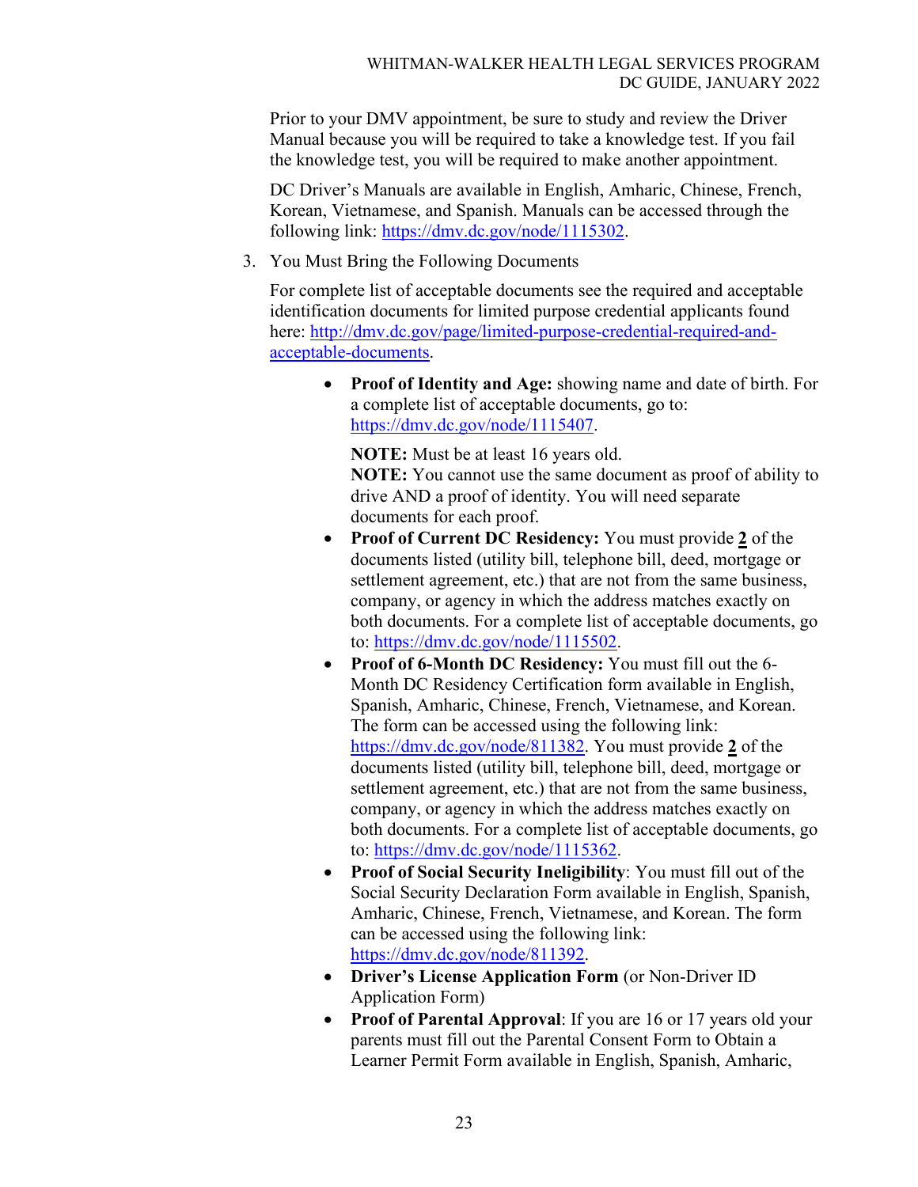Prior to your DMV appointment, be sure to study and review the Driver Manual because you will be required to take a knowledge test. If you fail the knowledge test, you will be required to make another appointment.

DC Driver's Manuals are available in English, Amharic, Chinese, French, Korean, Vietnamese, and Spanish. Manuals can be accessed through the following link: https://dmv.dc.gov/node/1115302.

3. You Must Bring the Following Documents

   For complete list of acceptable documents see the required and acceptable identification documents for limited purpose credential applicants found here: http://dmv.dc.gov/page/limited-purpose-credential-required-and-acceptable-documents.

   - **Proof of Identity and Age:** showing name and date of birth. For a complete list of acceptable documents, go to: https://dmv.dc.gov/node/1115407.

     **NOTE:** Must be at least 16 years old.
     **NOTE:** You cannot use the same document as proof of ability to drive AND a proof of identity. You will need separate documents for each proof.
   - **Proof of Current DC Residency:** You must provide **2** of the documents listed (utility bill, telephone bill, deed, mortgage or settlement agreement, etc.) that are not from the same business, company, or agency in which the address matches exactly on both documents. For a complete list of acceptable documents, go to: https://dmv.dc.gov/node/1115502.
   - **Proof of 6-Month DC Residency:** You must fill out the 6-Month DC Residency Certification form available in English, Spanish, Amharic, Chinese, French, Vietnamese, and Korean. The form can be accessed using the following link: https://dmv.dc.gov/node/811382. You must provide **2** of the documents listed (utility bill, telephone bill, deed, mortgage or settlement agreement, etc.) that are not from the same business, company, or agency in which the address matches exactly on both documents. For a complete list of acceptable documents, go to: https://dmv.dc.gov/node/1115362.
   - **Proof of Social Security Ineligibility**: You must fill out of the Social Security Declaration Form available in English, Spanish, Amharic, Chinese, French, Vietnamese, and Korean. The form can be accessed using the following link: https://dmv.dc.gov/node/811392.
   - **Driver's License Application Form** (or Non-Driver ID Application Form)
   - **Proof of Parental Approval**: If you are 16 or 17 years old your parents must fill out the Parental Consent Form to Obtain a Learner Permit Form available in English, Spanish, Amharic,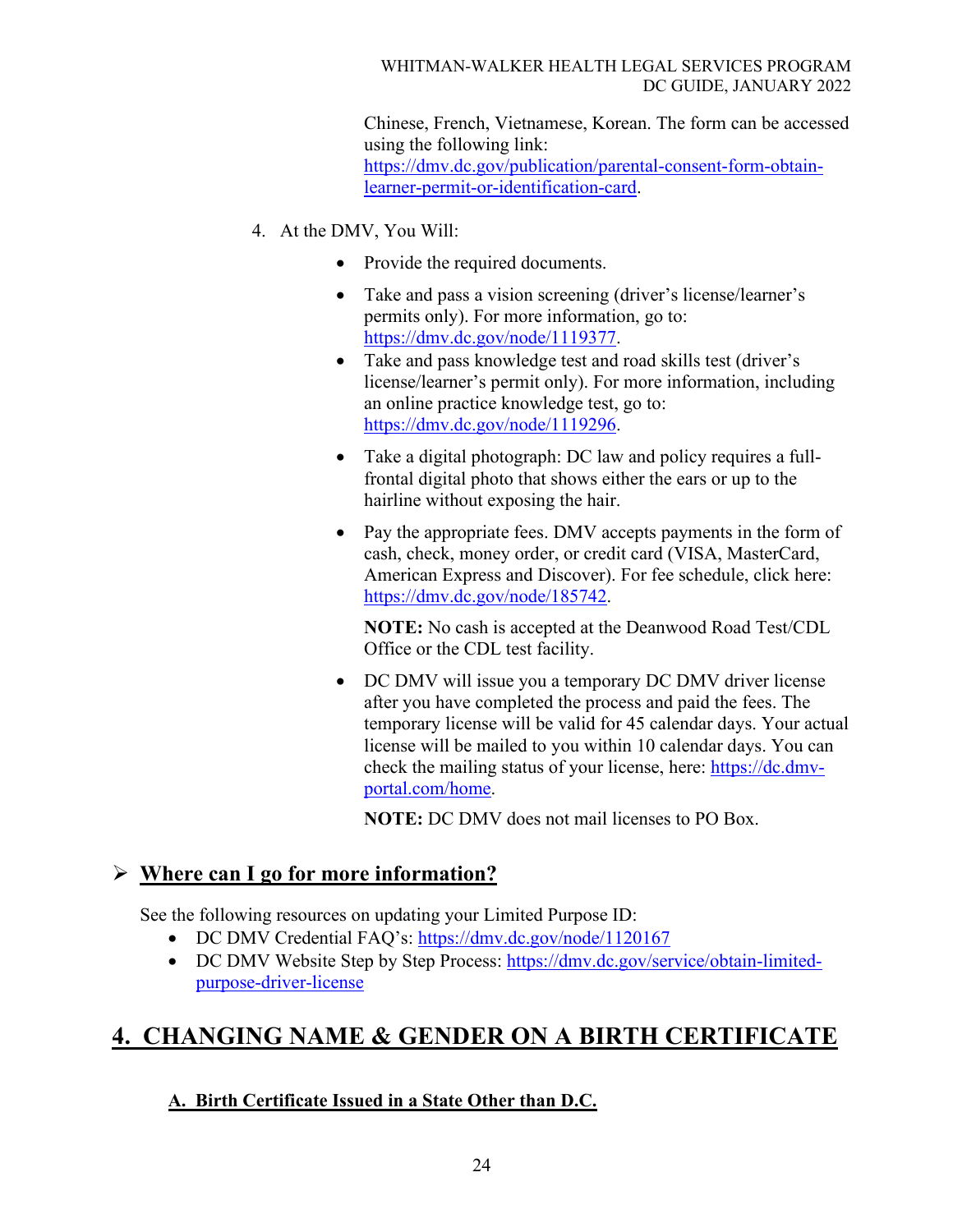Chinese, French, Vietnamese, Korean. The form can be accessed using the following link: https://dmv.dc.gov/publication/parental-consent-form-obtain-learner-permit-or-identification-card.

4. At the DMV, You Will:

   - Provide the required documents.
   - Take and pass a vision screening (driver's license/learner's permits only). For more information, go to: https://dmv.dc.gov/node/1119377.
   - Take and pass knowledge test and road skills test (driver's license/learner's permit only). For more information, including an online practice knowledge test, go to: https://dmv.dc.gov/node/1119296.
   - Take a digital photograph: DC law and policy requires a full-frontal digital photo that shows either the ears or up to the hairline without exposing the hair.
   - Pay the appropriate fees. DMV accepts payments in the form of cash, check, money order, or credit card (VISA, MasterCard, American Express and Discover). For fee schedule, click here: https://dmv.dc.gov/node/185742.

     **NOTE:** No cash is accepted at the Deanwood Road Test/CDL Office or the CDL test facility.

   - DC DMV will issue you a temporary DC DMV driver license after you have completed the process and paid the fees. The temporary license will be valid for 45 calendar days. Your actual license will be mailed to you within 10 calendar days. You can check the mailing status of your license, here: https://dc.dmv-portal.com/home.

     **NOTE:** DC DMV does not mail licenses to PO Box.

### ➢ Where can I go for more information?

See the following resources on updating your Limited Purpose ID:

- DC DMV Credential FAQ's: https://dmv.dc.gov/node/1120167
- DC DMV Website Step by Step Process: https://dmv.dc.gov/service/obtain-limited-purpose-driver-license

## 4. CHANGING NAME & GENDER ON A BIRTH CERTIFICATE

### A. Birth Certificate Issued in a State Other than D.C.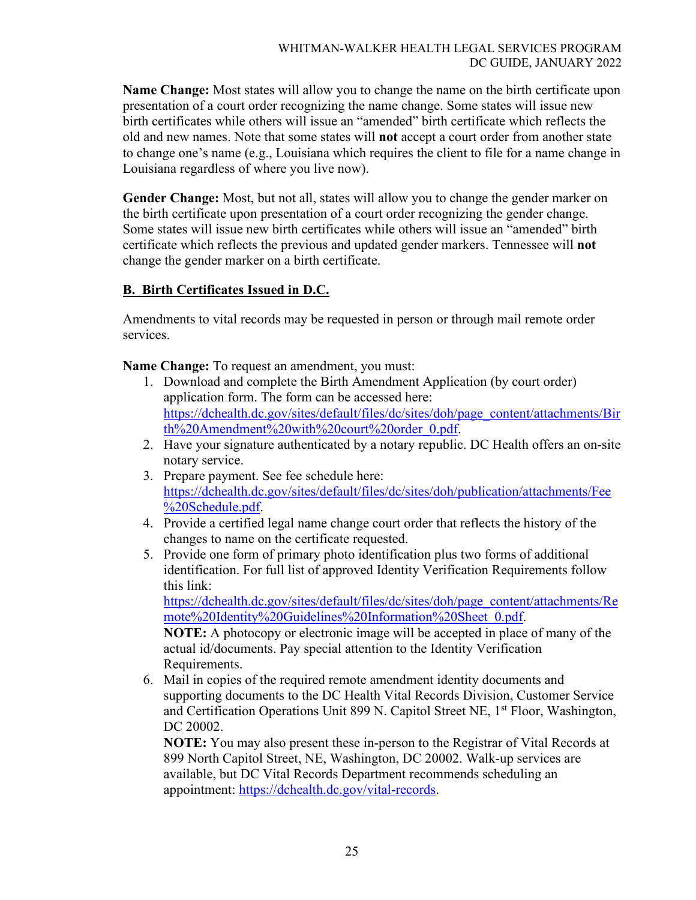**Name Change:** Most states will allow you to change the name on the birth certificate upon presentation of a court order recognizing the name change. Some states will issue new birth certificates while others will issue an "amended" birth certificate which reflects the old and new names. Note that some states will **not** accept a court order from another state to change one's name (e.g., Louisiana which requires the client to file for a name change in Louisiana regardless of where you live now).

**Gender Change:** Most, but not all, states will allow you to change the gender marker on the birth certificate upon presentation of a court order recognizing the gender change. Some states will issue new birth certificates while others will issue an "amended" birth certificate which reflects the previous and updated gender markers. Tennessee will **not** change the gender marker on a birth certificate.

## B. Birth Certificates Issued in D.C.

Amendments to vital records may be requested in person or through mail remote order services.

**Name Change:** To request an amendment, you must:

1. Download and complete the Birth Amendment Application (by court order) application form. The form can be accessed here: https://dchealth.dc.gov/sites/default/files/dc/sites/doh/page_content/attachments/Birth%20Amendment%20with%20court%20order_0.pdf.
2. Have your signature authenticated by a notary republic. DC Health offers an on-site notary service.
3. Prepare payment. See fee schedule here: https://dchealth.dc.gov/sites/default/files/dc/sites/doh/publication/attachments/Fee%20Schedule.pdf.
4. Provide a certified legal name change court order that reflects the history of the changes to name on the certificate requested.
5. Provide one form of primary photo identification plus two forms of additional identification. For full list of approved Identity Verification Requirements follow this link: https://dchealth.dc.gov/sites/default/files/dc/sites/doh/page_content/attachments/Remote%20Identity%20Guidelines%20Information%20Sheet_0.pdf.
   **NOTE:** A photocopy or electronic image will be accepted in place of many of the actual id/documents. Pay special attention to the Identity Verification Requirements.
6. Mail in copies of the required remote amendment identity documents and supporting documents to the DC Health Vital Records Division, Customer Service and Certification Operations Unit 899 N. Capitol Street NE, 1st Floor, Washington, DC 20002.
   **NOTE:** You may also present these in-person to the Registrar of Vital Records at 899 North Capitol Street, NE, Washington, DC 20002. Walk-up services are available, but DC Vital Records Department recommends scheduling an appointment: https://dchealth.dc.gov/vital-records.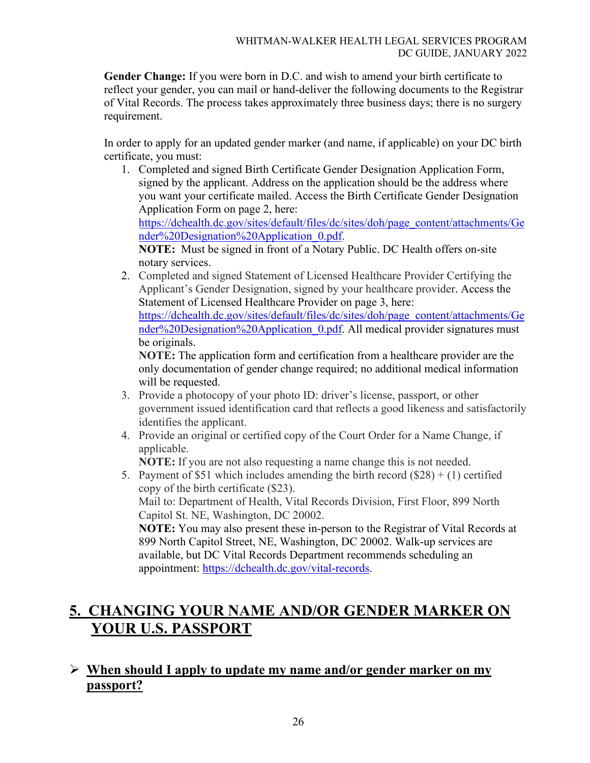**Gender Change:** If you were born in D.C. and wish to amend your birth certificate to reflect your gender, you can mail or hand-deliver the following documents to the Registrar of Vital Records. The process takes approximately three business days; there is no surgery requirement.

In order to apply for an updated gender marker (and name, if applicable) on your DC birth certificate, you must:

1. Completed and signed Birth Certificate Gender Designation Application Form, signed by the applicant. Address on the application should be the address where you want your certificate mailed. Access the Birth Certificate Gender Designation Application Form on page 2, here: [https://dchealth.dc.gov/sites/default/files/dc/sites/doh/page_content/attachments/Gender%20Designation%20Application_0.pdf](https://dchealth.dc.gov/sites/default/files/dc/sites/doh/page_content/attachments/Gender%20Designation%20Application_0.pdf).
   **NOTE:** Must be signed in front of a Notary Public. DC Health offers on-site notary services.
2. Completed and signed Statement of Licensed Healthcare Provider Certifying the Applicant's Gender Designation, signed by your healthcare provider. Access the Statement of Licensed Healthcare Provider on page 3, here: [https://dchealth.dc.gov/sites/default/files/dc/sites/doh/page_content/attachments/Gender%20Designation%20Application_0.pdf](https://dchealth.dc.gov/sites/default/files/dc/sites/doh/page_content/attachments/Gender%20Designation%20Application_0.pdf). All medical provider signatures must be originals.
   **NOTE:** The application form and certification from a healthcare provider are the only documentation of gender change required; no additional medical information will be requested.
3. Provide a photocopy of your photo ID: driver's license, passport, or other government issued identification card that reflects a good likeness and satisfactorily identifies the applicant.
4. Provide an original or certified copy of the Court Order for a Name Change, if applicable.
   **NOTE:** If you are not also requesting a name change this is not needed.
5. Payment of $51 which includes amending the birth record ($28) + (1) certified copy of the birth certificate ($23).
   Mail to: Department of Health, Vital Records Division, First Floor, 899 North Capitol St. NE, Washington, DC 20002.
   **NOTE:** You may also present these in-person to the Registrar of Vital Records at 899 North Capitol Street, NE, Washington, DC 20002. Walk-up services are available, but DC Vital Records Department recommends scheduling an appointment: [https://dchealth.dc.gov/vital-records](https://dchealth.dc.gov/vital-records).

## 5. CHANGING YOUR NAME AND/OR GENDER MARKER ON YOUR U.S. PASSPORT

### ➢ When should I apply to update my name and/or gender marker on my passport?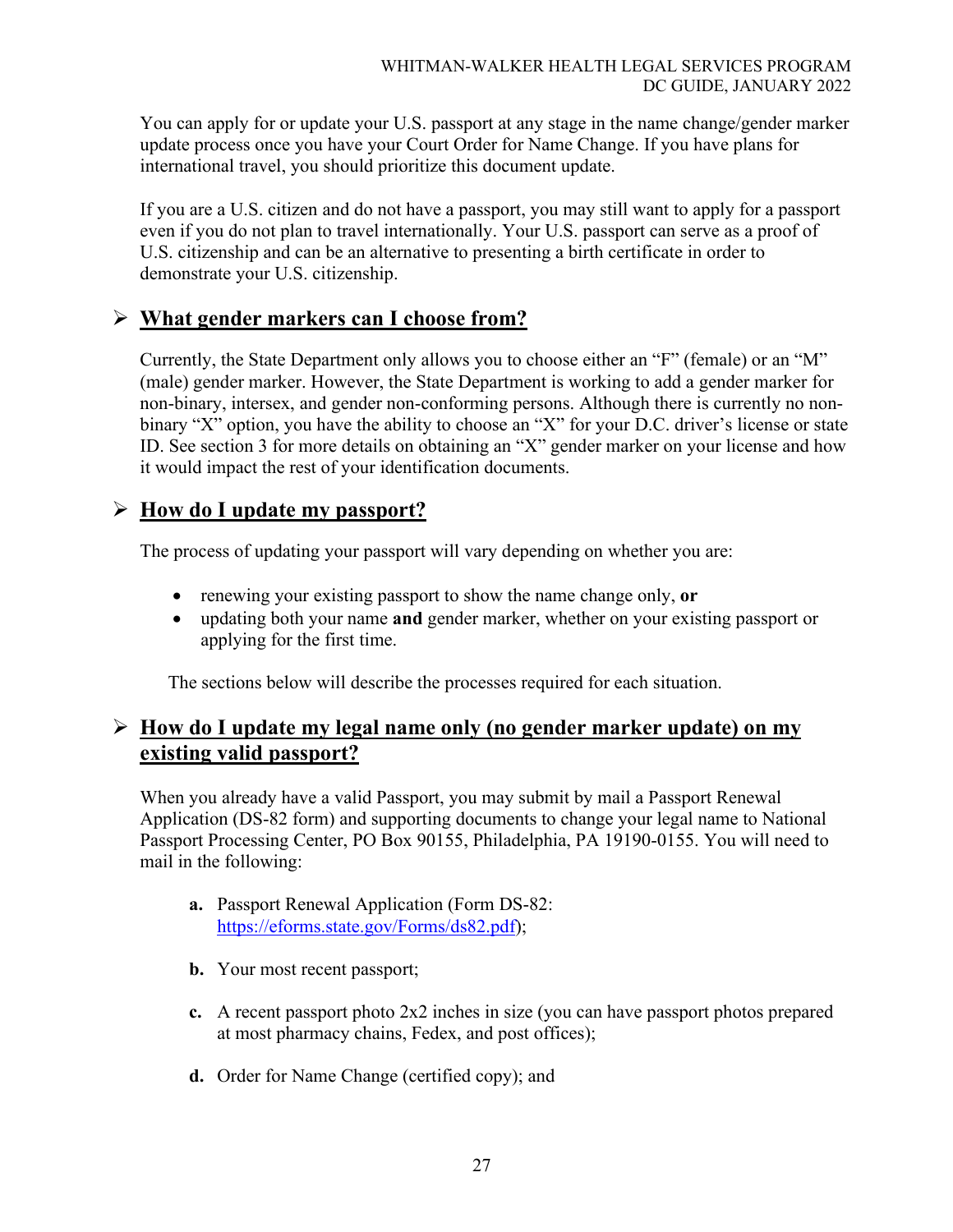You can apply for or update your U.S. passport at any stage in the name change/gender marker update process once you have your Court Order for Name Change. If you have plans for international travel, you should prioritize this document update.

If you are a U.S. citizen and do not have a passport, you may still want to apply for a passport even if you do not plan to travel internationally. Your U.S. passport can serve as a proof of U.S. citizenship and can be an alternative to presenting a birth certificate in order to demonstrate your U.S. citizenship.

## ➢ What gender markers can I choose from?

Currently, the State Department only allows you to choose either an "F" (female) or an "M" (male) gender marker. However, the State Department is working to add a gender marker for non-binary, intersex, and gender non-conforming persons. Although there is currently no non-binary "X" option, you have the ability to choose an "X" for your D.C. driver's license or state ID. See section 3 for more details on obtaining an "X" gender marker on your license and how it would impact the rest of your identification documents.

## ➢ How do I update my passport?

The process of updating your passport will vary depending on whether you are:

- renewing your existing passport to show the name change only, **or**
- updating both your name **and** gender marker, whether on your existing passport or applying for the first time.

The sections below will describe the processes required for each situation.

## ➢ How do I update my legal name only (no gender marker update) on my existing valid passport?

When you already have a valid Passport, you may submit by mail a Passport Renewal Application (DS-82 form) and supporting documents to change your legal name to National Passport Processing Center, PO Box 90155, Philadelphia, PA 19190-0155. You will need to mail in the following:

**a.** Passport Renewal Application (Form DS-82: https://eforms.state.gov/Forms/ds82.pdf);

**b.** Your most recent passport;

**c.** A recent passport photo 2x2 inches in size (you can have passport photos prepared at most pharmacy chains, Fedex, and post offices);

**d.** Order for Name Change (certified copy); and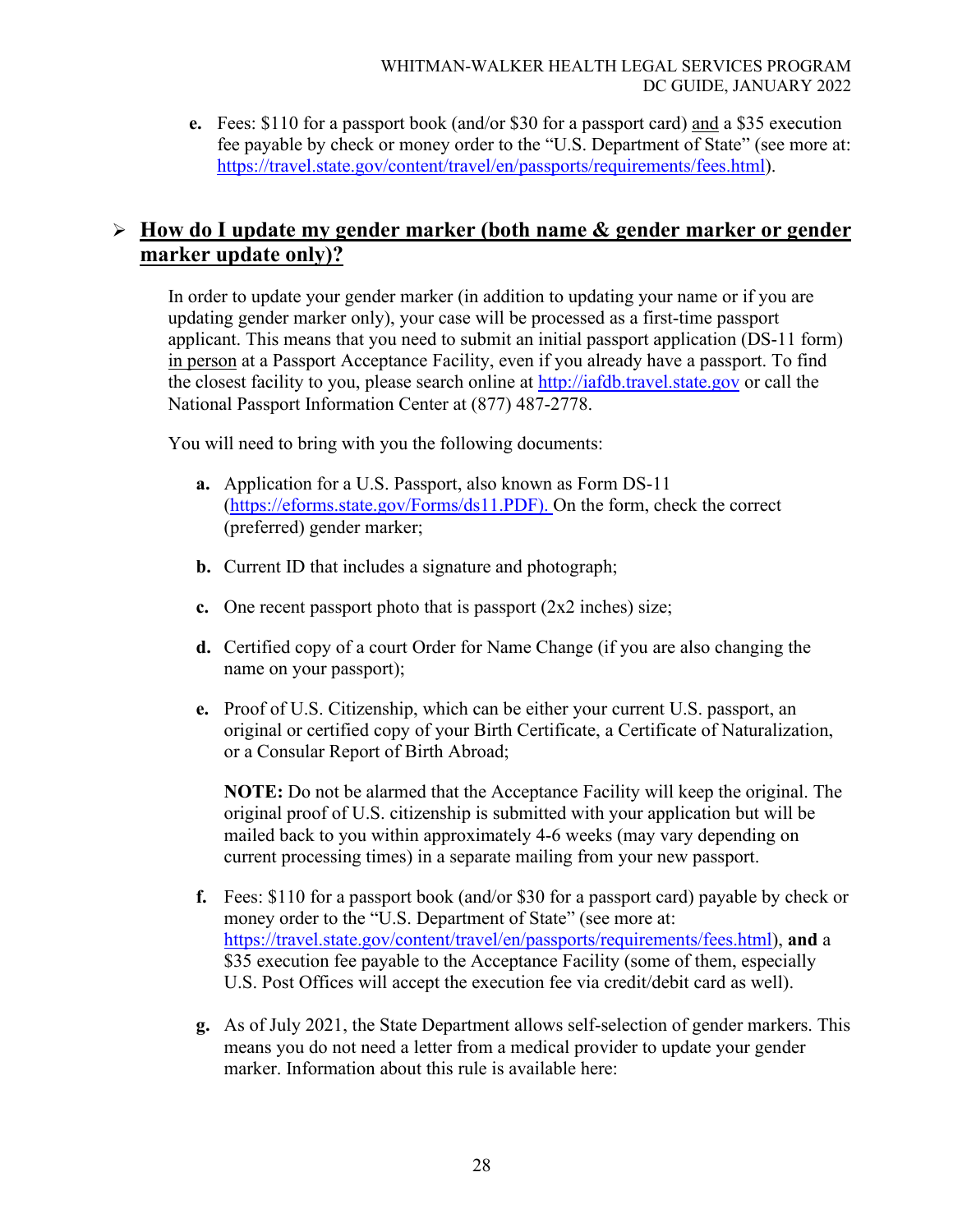e. Fees: $110 for a passport book (and/or $30 for a passport card) <u>and</u> a $35 execution fee payable by check or money order to the "U.S. Department of State" (see more at: https://travel.state.gov/content/travel/en/passports/requirements/fees.html).

## ➢ How do I update my gender marker (both name & gender marker or gender marker update only)?

In order to update your gender marker (in addition to updating your name or if you are updating gender marker only), your case will be processed as a first-time passport applicant. This means that you need to submit an initial passport application (DS-11 form) <u>in person</u> at a Passport Acceptance Facility, even if you already have a passport. To find the closest facility to you, please search online at http://iafdb.travel.state.gov or call the National Passport Information Center at (877) 487-2778.

You will need to bring with you the following documents:

**a.** Application for a U.S. Passport, also known as Form DS-11 (https://eforms.state.gov/Forms/ds11.PDF). On the form, check the correct (preferred) gender marker;

**b.** Current ID that includes a signature and photograph;

**c.** One recent passport photo that is passport (2x2 inches) size;

**d.** Certified copy of a court Order for Name Change (if you are also changing the name on your passport);

**e.** Proof of U.S. Citizenship, which can be either your current U.S. passport, an original or certified copy of your Birth Certificate, a Certificate of Naturalization, or a Consular Report of Birth Abroad;

**NOTE:** Do not be alarmed that the Acceptance Facility will keep the original. The original proof of U.S. citizenship is submitted with your application but will be mailed back to you within approximately 4-6 weeks (may vary depending on current processing times) in a separate mailing from your new passport.

**f.** Fees: $110 for a passport book (and/or $30 for a passport card) payable by check or money order to the "U.S. Department of State" (see more at: https://travel.state.gov/content/travel/en/passports/requirements/fees.html), **and** a $35 execution fee payable to the Acceptance Facility (some of them, especially U.S. Post Offices will accept the execution fee via credit/debit card as well).

**g.** As of July 2021, the State Department allows self-selection of gender markers. This means you do not need a letter from a medical provider to update your gender marker. Information about this rule is available here: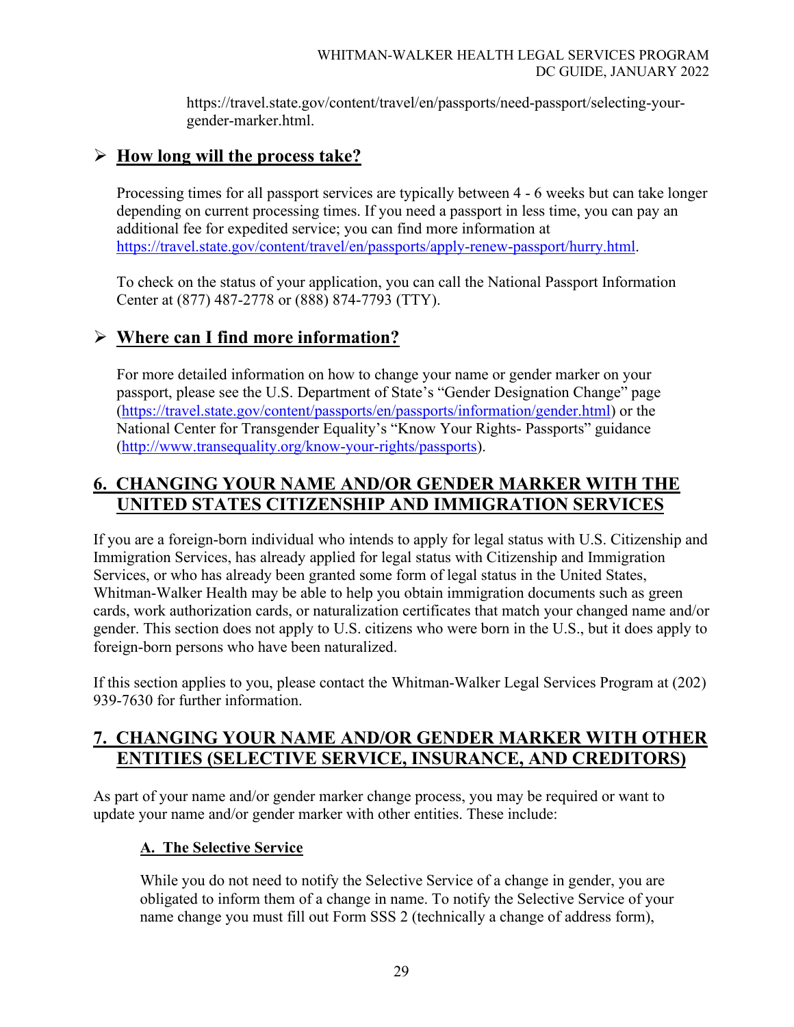https://travel.state.gov/content/travel/en/passports/need-passport/selecting-your-gender-marker.html.

### ➢ How long will the process take?

Processing times for all passport services are typically between 4 - 6 weeks but can take longer depending on current processing times. If you need a passport in less time, you can pay an additional fee for expedited service; you can find more information at https://travel.state.gov/content/travel/en/passports/apply-renew-passport/hurry.html.

To check on the status of your application, you can call the National Passport Information Center at (877) 487-2778 or (888) 874-7793 (TTY).

### ➢ Where can I find more information?

For more detailed information on how to change your name or gender marker on your passport, please see the U.S. Department of State's "Gender Designation Change" page (https://travel.state.gov/content/passports/en/passports/information/gender.html) or the National Center for Transgender Equality's "Know Your Rights- Passports" guidance (http://www.transequality.org/know-your-rights/passports).

## 6. CHANGING YOUR NAME AND/OR GENDER MARKER WITH THE UNITED STATES CITIZENSHIP AND IMMIGRATION SERVICES

If you are a foreign-born individual who intends to apply for legal status with U.S. Citizenship and Immigration Services, has already applied for legal status with Citizenship and Immigration Services, or who has already been granted some form of legal status in the United States, Whitman-Walker Health may be able to help you obtain immigration documents such as green cards, work authorization cards, or naturalization certificates that match your changed name and/or gender. This section does not apply to U.S. citizens who were born in the U.S., but it does apply to foreign-born persons who have been naturalized.

If this section applies to you, please contact the Whitman-Walker Legal Services Program at (202) 939-7630 for further information.

## 7. CHANGING YOUR NAME AND/OR GENDER MARKER WITH OTHER ENTITIES (SELECTIVE SERVICE, INSURANCE, AND CREDITORS)

As part of your name and/or gender marker change process, you may be required or want to update your name and/or gender marker with other entities. These include:

### A. The Selective Service

While you do not need to notify the Selective Service of a change in gender, you are obligated to inform them of a change in name. To notify the Selective Service of your name change you must fill out Form SSS 2 (technically a change of address form),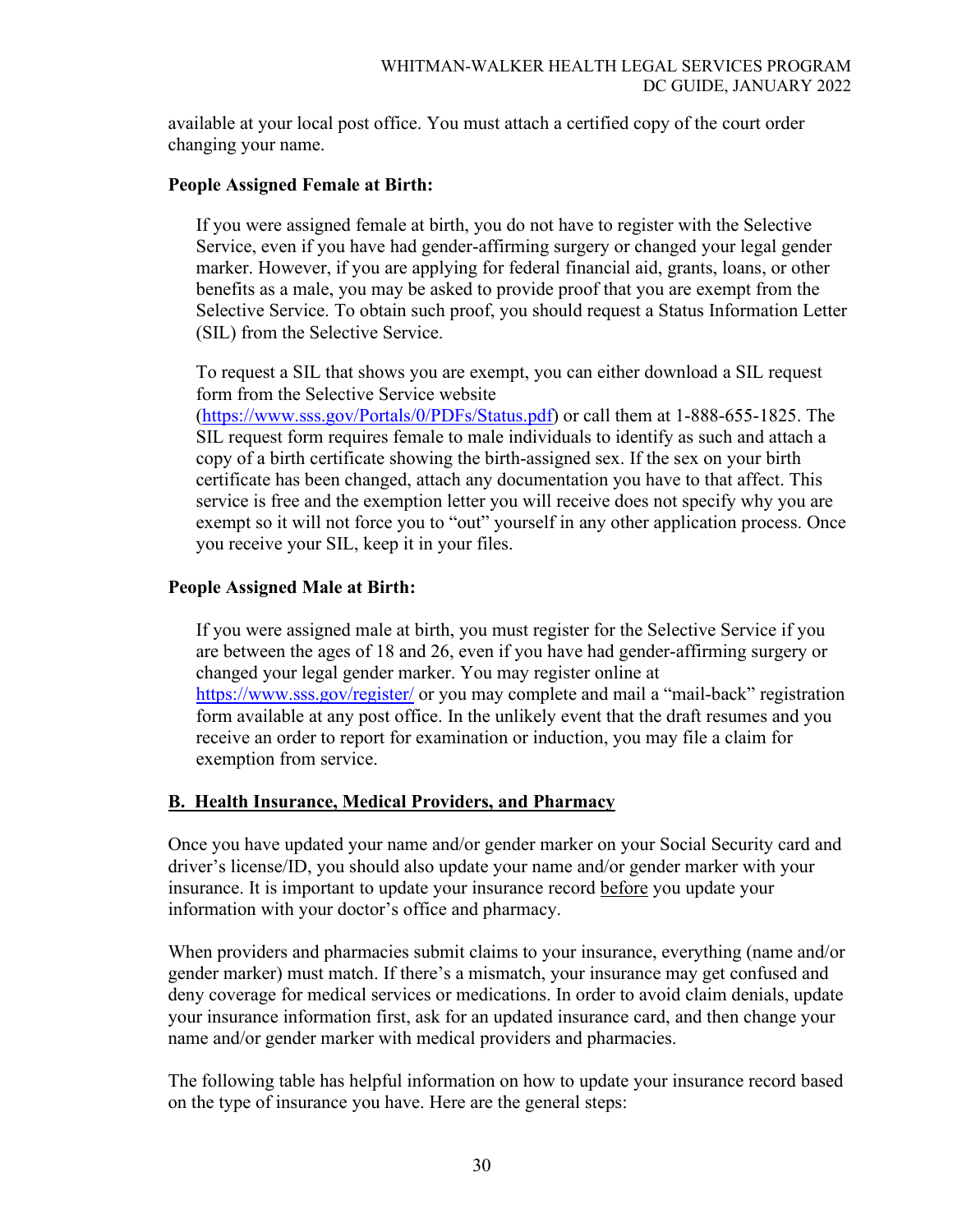available at your local post office. You must attach a certified copy of the court order changing your name.

**People Assigned Female at Birth:**

If you were assigned female at birth, you do not have to register with the Selective Service, even if you have had gender-affirming surgery or changed your legal gender marker. However, if you are applying for federal financial aid, grants, loans, or other benefits as a male, you may be asked to provide proof that you are exempt from the Selective Service. To obtain such proof, you should request a Status Information Letter (SIL) from the Selective Service.

To request a SIL that shows you are exempt, you can either download a SIL request form from the Selective Service website (https://www.sss.gov/Portals/0/PDFs/Status.pdf) or call them at 1-888-655-1825. The SIL request form requires female to male individuals to identify as such and attach a copy of a birth certificate showing the birth-assigned sex. If the sex on your birth certificate has been changed, attach any documentation you have to that affect. This service is free and the exemption letter you will receive does not specify why you are exempt so it will not force you to "out" yourself in any other application process. Once you receive your SIL, keep it in your files.

**People Assigned Male at Birth:**

If you were assigned male at birth, you must register for the Selective Service if you are between the ages of 18 and 26, even if you have had gender-affirming surgery or changed your legal gender marker. You may register online at https://www.sss.gov/register/ or you may complete and mail a "mail-back" registration form available at any post office. In the unlikely event that the draft resumes and you receive an order to report for examination or induction, you may file a claim for exemption from service.

## B. Health Insurance, Medical Providers, and Pharmacy

Once you have updated your name and/or gender marker on your Social Security card and driver's license/ID, you should also update your name and/or gender marker with your insurance. It is important to update your insurance record before you update your information with your doctor's office and pharmacy.

When providers and pharmacies submit claims to your insurance, everything (name and/or gender marker) must match. If there's a mismatch, your insurance may get confused and deny coverage for medical services or medications. In order to avoid claim denials, update your insurance information first, ask for an updated insurance card, and then change your name and/or gender marker with medical providers and pharmacies.

The following table has helpful information on how to update your insurance record based on the type of insurance you have. Here are the general steps: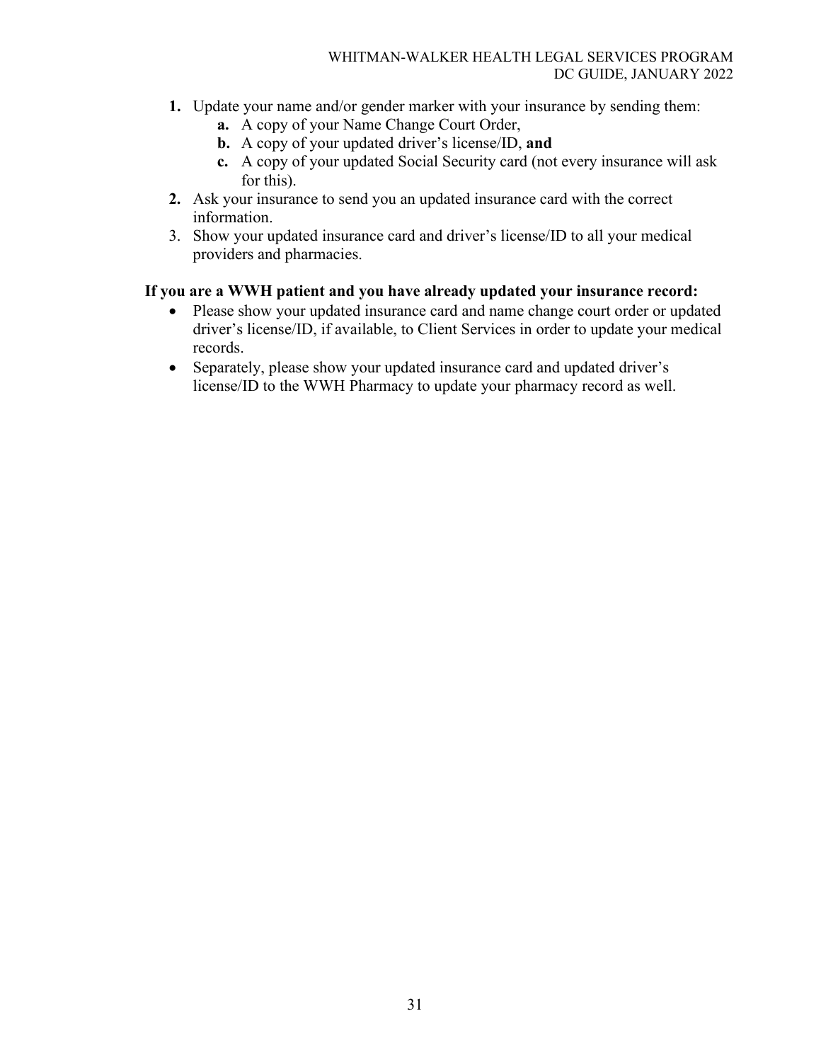1. Update your name and/or gender marker with your insurance by sending them:
    a. A copy of your Name Change Court Order,
    b. A copy of your updated driver's license/ID, **and**
    c. A copy of your updated Social Security card (not every insurance will ask for this).
2. Ask your insurance to send you an updated insurance card with the correct information.
3. Show your updated insurance card and driver's license/ID to all your medical providers and pharmacies.

**If you are a WWH patient and you have already updated your insurance record:**

- Please show your updated insurance card and name change court order or updated driver's license/ID, if available, to Client Services in order to update your medical records.
- Separately, please show your updated insurance card and updated driver's license/ID to the WWH Pharmacy to update your pharmacy record as well.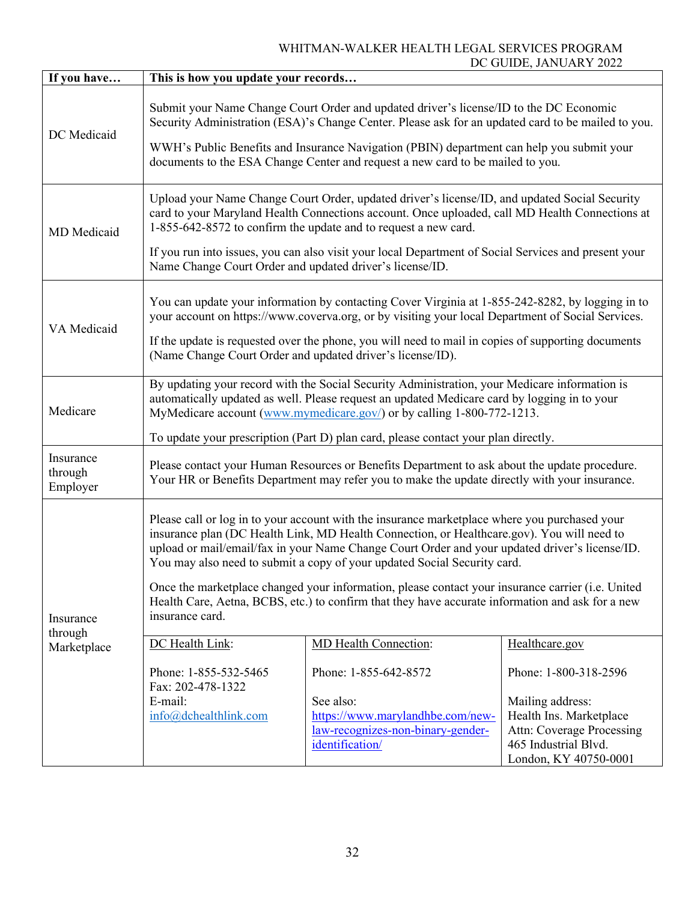| If you have… | This is how you update your records… |
|---|---|
| DC Medicaid | Submit your Name Change Court Order and updated driver's license/ID to the DC Economic Security Administration (ESA)'s Change Center. Please ask for an updated card to be mailed to you.<br><br>WWH's Public Benefits and Insurance Navigation (PBIN) department can help you submit your documents to the ESA Change Center and request a new card to be mailed to you. |
| MD Medicaid | Upload your Name Change Court Order, updated driver's license/ID, and updated Social Security card to your Maryland Health Connections account. Once uploaded, call MD Health Connections at 1-855-642-8572 to confirm the update and to request a new card.<br><br>If you run into issues, you can also visit your local Department of Social Services and present your Name Change Court Order and updated driver's license/ID. |
| VA Medicaid | You can update your information by contacting Cover Virginia at 1-855-242-8282, by logging in to your account on https://www.coverva.org, or by visiting your local Department of Social Services.<br><br>If the update is requested over the phone, you will need to mail in copies of supporting documents (Name Change Court Order and updated driver's license/ID). |
| Medicare | By updating your record with the Social Security Administration, your Medicare information is automatically updated as well. Please request an updated Medicare card by logging in to your MyMedicare account (www.mymedicare.gov/) or by calling 1-800-772-1213.<br><br>To update your prescription (Part D) plan card, please contact your plan directly. |
| Insurance through Employer | Please contact your Human Resources or Benefits Department to ask about the update procedure. Your HR or Benefits Department may refer you to make the update directly with your insurance. |
| Insurance through Marketplace | Please call or log in to your account with the insurance marketplace where you purchased your insurance plan (DC Health Link, MD Health Connection, or Healthcare.gov). You will need to upload or mail/email/fax in your Name Change Court Order and your updated driver's license/ID. You may also need to submit a copy of your updated Social Security card.<br><br>Once the marketplace changed your information, please contact your insurance carrier (i.e. United Health Care, Aetna, BCBS, etc.) to confirm that they have accurate information and ask for a new insurance card.<br><br>**DC Health Link:**<br>Phone: 1-855-532-5465<br>Fax: 202-478-1322<br>E-mail: info@dchealthlink.com<br><br>**MD Health Connection:**<br>Phone: 1-855-642-8572<br>See also: https://www.marylandhbe.com/new-law-recognizes-non-binary-gender-identification/<br><br>**Healthcare.gov**<br>Phone: 1-800-318-2596<br>Mailing address:<br>Health Ins. Marketplace<br>Attn: Coverage Processing<br>465 Industrial Blvd.<br>London, KY 40750-0001 |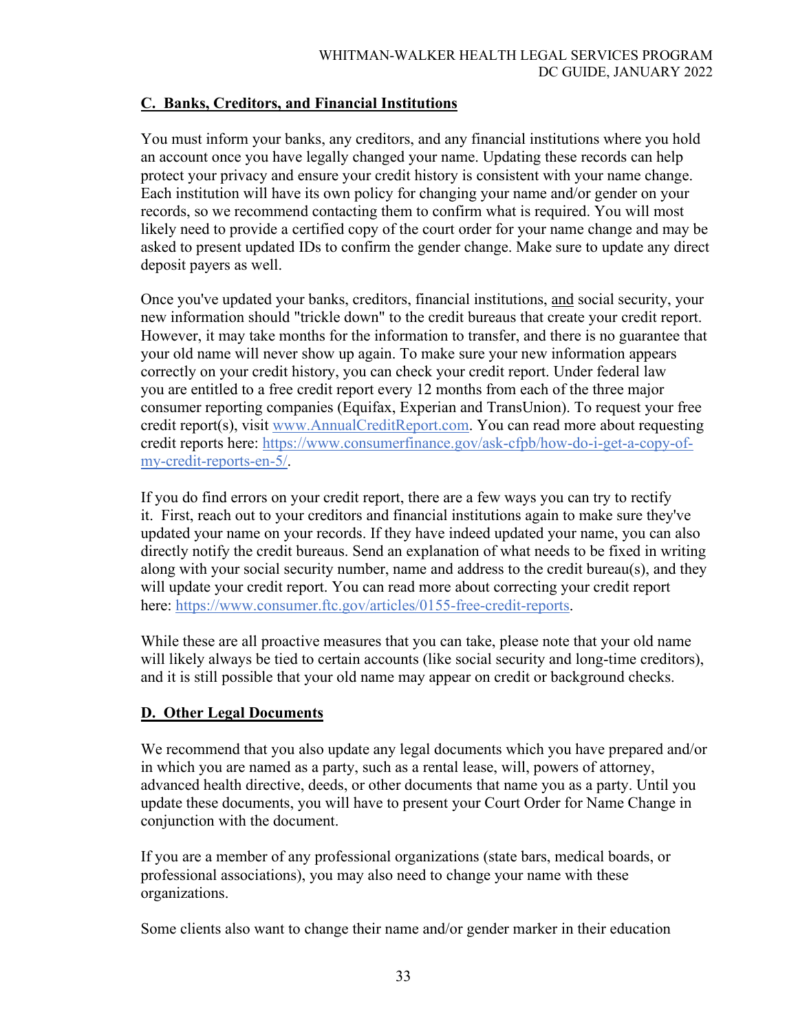## C. Banks, Creditors, and Financial Institutions

You must inform your banks, any creditors, and any financial institutions where you hold an account once you have legally changed your name. Updating these records can help protect your privacy and ensure your credit history is consistent with your name change. Each institution will have its own policy for changing your name and/or gender on your records, so we recommend contacting them to confirm what is required. You will most likely need to provide a certified copy of the court order for your name change and may be asked to present updated IDs to confirm the gender change. Make sure to update any direct deposit payers as well.

Once you've updated your banks, creditors, financial institutions, and social security, your new information should "trickle down" to the credit bureaus that create your credit report. However, it may take months for the information to transfer, and there is no guarantee that your old name will never show up again. To make sure your new information appears correctly on your credit history, you can check your credit report. Under federal law you are entitled to a free credit report every 12 months from each of the three major consumer reporting companies (Equifax, Experian and TransUnion). To request your free credit report(s), visit [www.AnnualCreditReport.com](http://www.AnnualCreditReport.com). You can read more about requesting credit reports here: [https://www.consumerfinance.gov/ask-cfpb/how-do-i-get-a-copy-of-my-credit-reports-en-5/](https://www.consumerfinance.gov/ask-cfpb/how-do-i-get-a-copy-of-my-credit-reports-en-5/).

If you do find errors on your credit report, there are a few ways you can try to rectify it. First, reach out to your creditors and financial institutions again to make sure they've updated your name on your records. If they have indeed updated your name, you can also directly notify the credit bureaus. Send an explanation of what needs to be fixed in writing along with your social security number, name and address to the credit bureau(s), and they will update your credit report. You can read more about correcting your credit report here: [https://www.consumer.ftc.gov/articles/0155-free-credit-reports](https://www.consumer.ftc.gov/articles/0155-free-credit-reports).

While these are all proactive measures that you can take, please note that your old name will likely always be tied to certain accounts (like social security and long-time creditors), and it is still possible that your old name may appear on credit or background checks.

## D. Other Legal Documents

We recommend that you also update any legal documents which you have prepared and/or in which you are named as a party, such as a rental lease, will, powers of attorney, advanced health directive, deeds, or other documents that name you as a party. Until you update these documents, you will have to present your Court Order for Name Change in conjunction with the document.

If you are a member of any professional organizations (state bars, medical boards, or professional associations), you may also need to change your name with these organizations.

Some clients also want to change their name and/or gender marker in their education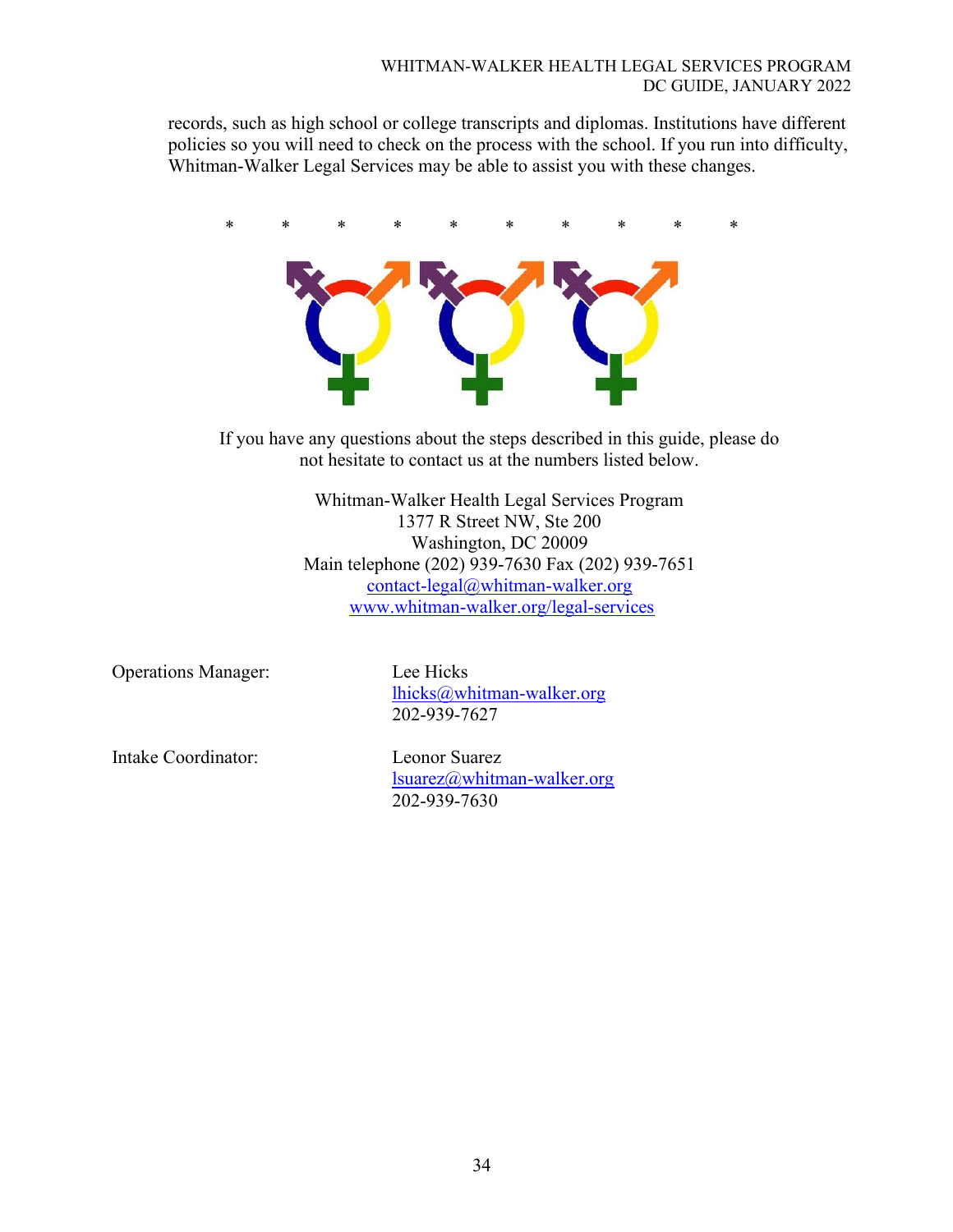records, such as high school or college transcripts and diplomas. Institutions have different policies so you will need to check on the process with the school. If you run into difficulty, Whitman-Walker Legal Services may be able to assist you with these changes.

\* \* \* \* \* \* \* \* \* \*

If you have any questions about the steps described in this guide, please do not hesitate to contact us at the numbers listed below.

Whitman-Walker Health Legal Services Program
1377 R Street NW, Ste 200
Washington, DC 20009
Main telephone (202) 939-7630 Fax (202) 939-7651
contact-legal@whitman-walker.org
www.whitman-walker.org/legal-services

| | |
|---|---|
| Operations Manager: | Lee Hicks<br>lhicks@whitman-walker.org<br>202-939-7627 |
| Intake Coordinator: | Leonor Suarez<br>lsuarez@whitman-walker.org<br>202-939-7630 |